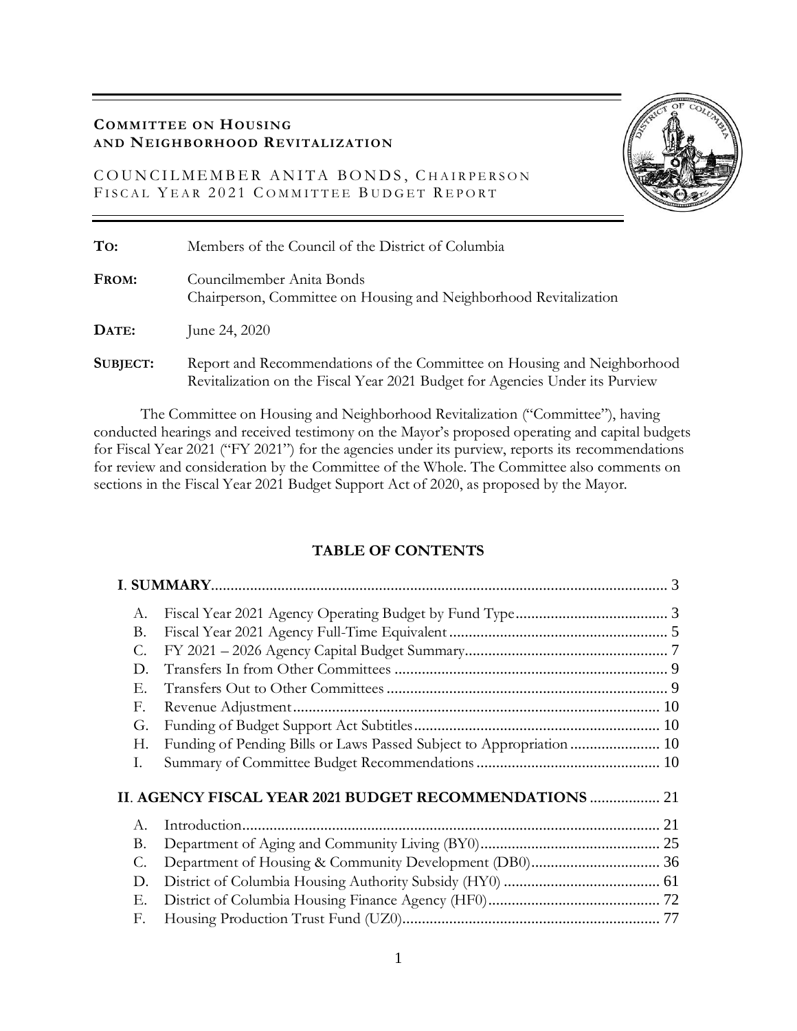**COMMITTEE ON HOUSING AND NEIGHBORHOOD REVITALIZATION**

COUNCILMEMBER ANITA BONDS, CHAIRPERSON
FISCAL YEAR 2021 COMMITTEE BUDGET REPORT

**TO:** Members of the Council of the District of Columbia

**FROM:** Councilmember Anita Bonds
Chairperson, Committee on Housing and Neighborhood Revitalization

**DATE:** June 24, 2020

**SUBJECT:** Report and Recommendations of the Committee on Housing and Neighborhood Revitalization on the Fiscal Year 2021 Budget for Agencies Under its Purview

The Committee on Housing and Neighborhood Revitalization ("Committee"), having conducted hearings and received testimony on the Mayor's proposed operating and capital budgets for Fiscal Year 2021 ("FY 2021") for the agencies under its purview, reports its recommendations for review and consideration by the Committee of the Whole. The Committee also comments on sections in the Fiscal Year 2021 Budget Support Act of 2020, as proposed by the Mayor.

## TABLE OF CONTENTS

**I. SUMMARY** .......... 3

- A. Fiscal Year 2021 Agency Operating Budget by Fund Type .......... 3
- B. Fiscal Year 2021 Agency Full-Time Equivalent .......... 5
- C. FY 2021 – 2026 Agency Capital Budget Summary .......... 7
- D. Transfers In from Other Committees .......... 9
- E. Transfers Out to Other Committees .......... 9
- F. Revenue Adjustment .......... 10
- G. Funding of Budget Support Act Subtitles .......... 10
- H. Funding of Pending Bills or Laws Passed Subject to Appropriation .......... 10
- I. Summary of Committee Budget Recommendations .......... 10

**II. AGENCY FISCAL YEAR 2021 BUDGET RECOMMENDATIONS** .......... 21

- A. Introduction .......... 21
- B. Department of Aging and Community Living (BY0) .......... 25
- C. Department of Housing & Community Development (DB0) .......... 36
- D. District of Columbia Housing Authority Subsidy (HY0) .......... 61
- E. District of Columbia Housing Finance Agency (HF0) .......... 72
- F. Housing Production Trust Fund (UZ0) .......... 77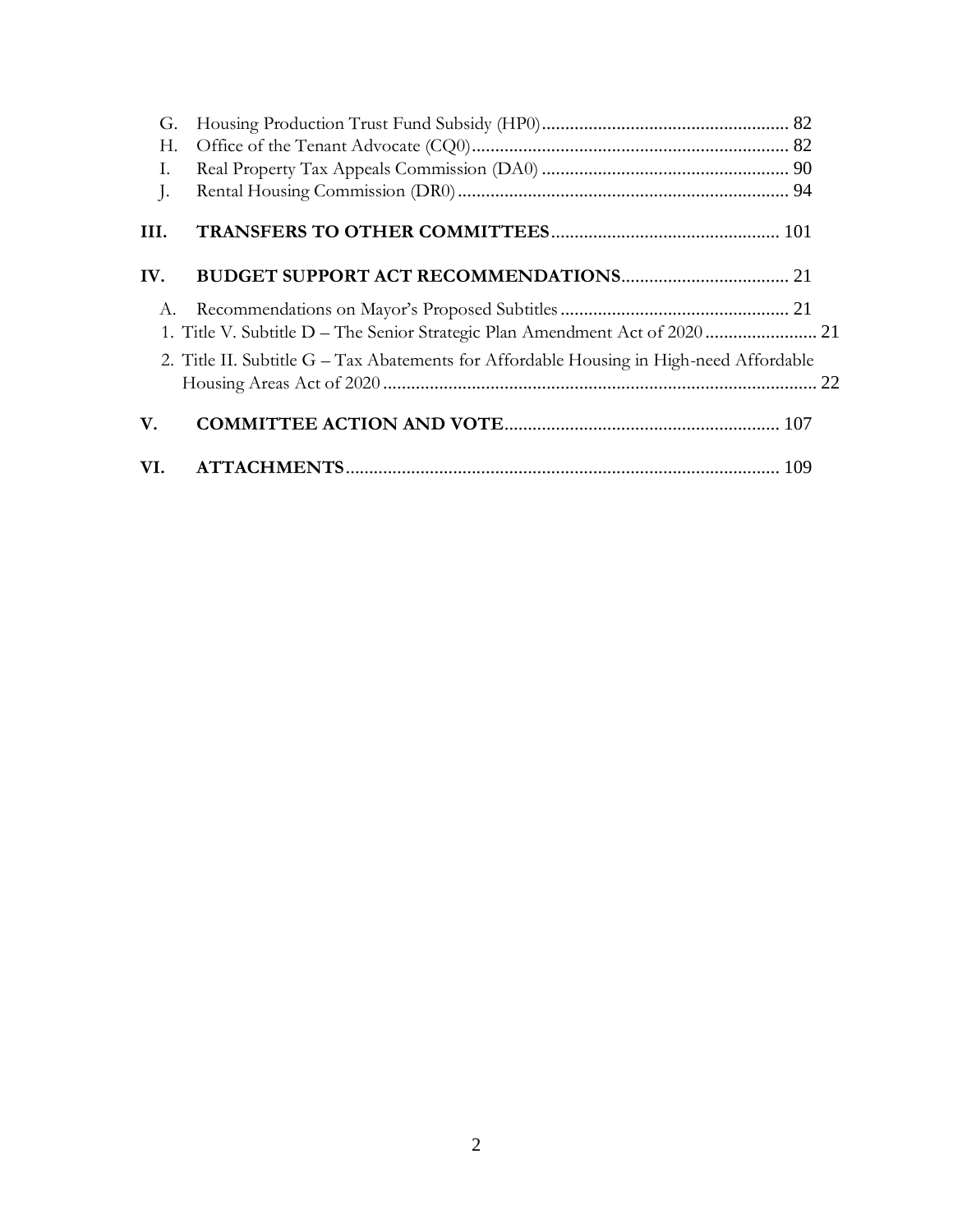G. Housing Production Trust Fund Subsidy (HP0) ..................................................... 82
H. Office of the Tenant Advocate (CQ0) ..................................................................... 82
I. Real Property Tax Appeals Commission (DA0) ...................................................... 90
J. Rental Housing Commission (DR0) ........................................................................ 94

**III. TRANSFERS TO OTHER COMMITTEES** ................................................ 101

**IV. BUDGET SUPPORT ACT RECOMMENDATIONS** .................................... 21

A. Recommendations on Mayor's Proposed Subtitles ................................................. 21

1. Title V. Subtitle D – The Senior Strategic Plan Amendment Act of 2020 ........................ 21
2. Title II. Subtitle G – Tax Abatements for Affordable Housing in High-need Affordable Housing Areas Act of 2020 .......................................................................................... 22

**V. COMMITTEE ACTION AND VOTE** .......................................................... 107

**VI. ATTACHMENTS** .......................................................................................... 109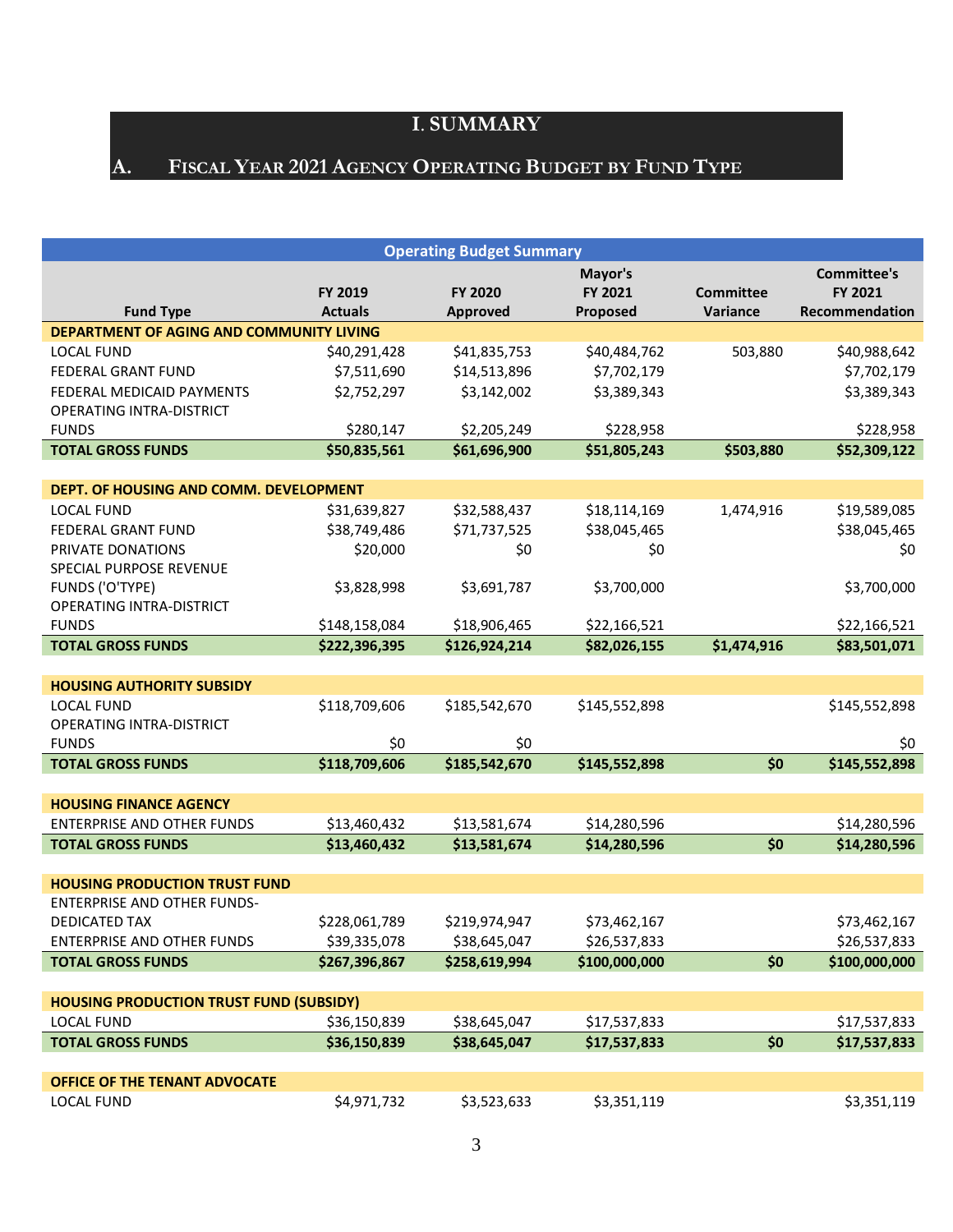# I. SUMMARY

## A. Fiscal Year 2021 Agency Operating Budget by Fund Type

| Operating Budget Summary | | | | | |
|---|---|---|---|---|---|
| **Fund Type** | **FY 2019 Actuals** | **FY 2020 Approved** | **Mayor's FY 2021 Proposed** | **Committee Variance** | **Committee's FY 2021 Recommendation** |
| **DEPARTMENT OF AGING AND COMMUNITY LIVING** | | | | | |
| LOCAL FUND | $40,291,428 | $41,835,753 | $40,484,762 | 503,880 | $40,988,642 |
| FEDERAL GRANT FUND | $7,511,690 | $14,513,896 | $7,702,179 | | $7,702,179 |
| FEDERAL MEDICAID PAYMENTS | $2,752,297 | $3,142,002 | $3,389,343 | | $3,389,343 |
| OPERATING INTRA-DISTRICT FUNDS | $280,147 | $2,205,249 | $228,958 | | $228,958 |
| **TOTAL GROSS FUNDS** | **$50,835,561** | **$61,696,900** | **$51,805,243** | **$503,880** | **$52,309,122** |
| **DEPT. OF HOUSING AND COMM. DEVELOPMENT** | | | | | |
| LOCAL FUND | $31,639,827 | $32,588,437 | $18,114,169 | 1,474,916 | $19,589,085 |
| FEDERAL GRANT FUND | $38,749,486 | $71,737,525 | $38,045,465 | | $38,045,465 |
| PRIVATE DONATIONS | $20,000 | $0 | $0 | | $0 |
| SPECIAL PURPOSE REVENUE FUNDS ('O'TYPE) | $3,828,998 | $3,691,787 | $3,700,000 | | $3,700,000 |
| OPERATING INTRA-DISTRICT FUNDS | $148,158,084 | $18,906,465 | $22,166,521 | | $22,166,521 |
| **TOTAL GROSS FUNDS** | **$222,396,395** | **$126,924,214** | **$82,026,155** | **$1,474,916** | **$83,501,071** |
| **HOUSING AUTHORITY SUBSIDY** | | | | | |
| LOCAL FUND | $118,709,606 | $185,542,670 | $145,552,898 | | $145,552,898 |
| OPERATING INTRA-DISTRICT FUNDS | $0 | $0 | | | $0 |
| **TOTAL GROSS FUNDS** | **$118,709,606** | **$185,542,670** | **$145,552,898** | **$0** | **$145,552,898** |
| **HOUSING FINANCE AGENCY** | | | | | |
| ENTERPRISE AND OTHER FUNDS | $13,460,432 | $13,581,674 | $14,280,596 | | $14,280,596 |
| **TOTAL GROSS FUNDS** | **$13,460,432** | **$13,581,674** | **$14,280,596** | **$0** | **$14,280,596** |
| **HOUSING PRODUCTION TRUST FUND** | | | | | |
| ENTERPRISE AND OTHER FUNDS-DEDICATED TAX | $228,061,789 | $219,974,947 | $73,462,167 | | $73,462,167 |
| ENTERPRISE AND OTHER FUNDS | $39,335,078 | $38,645,047 | $26,537,833 | | $26,537,833 |
| **TOTAL GROSS FUNDS** | **$267,396,867** | **$258,619,994** | **$100,000,000** | **$0** | **$100,000,000** |
| **HOUSING PRODUCTION TRUST FUND (SUBSIDY)** | | | | | |
| LOCAL FUND | $36,150,839 | $38,645,047 | $17,537,833 | | $17,537,833 |
| **TOTAL GROSS FUNDS** | **$36,150,839** | **$38,645,047** | **$17,537,833** | **$0** | **$17,537,833** |
| **OFFICE OF THE TENANT ADVOCATE** | | | | | |
| LOCAL FUND | $4,971,732 | $3,523,633 | $3,351,119 | | $3,351,119 |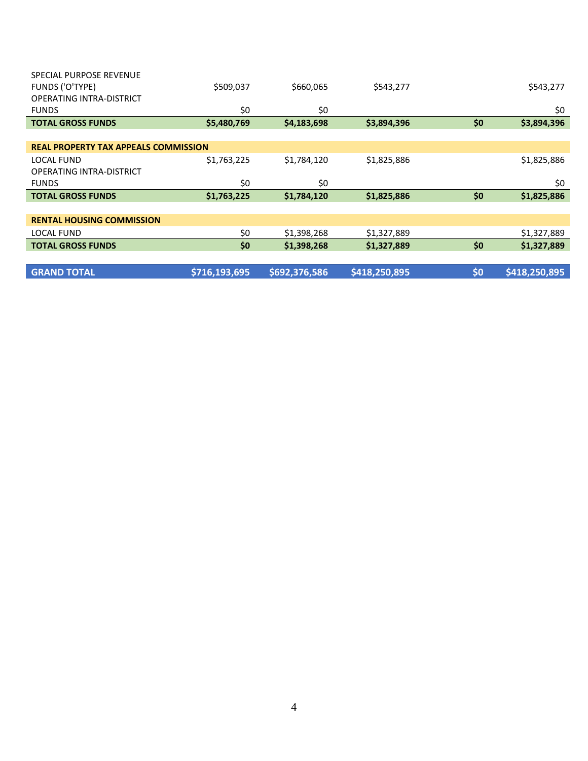| | | | | | |
|---|---|---|---|---|---|
| SPECIAL PURPOSE REVENUE FUNDS ('O'TYPE) | $509,037 | $660,065 | $543,277 | | $543,277 |
| OPERATING INTRA-DISTRICT FUNDS | $0 | $0 | | | $0 |
| **TOTAL GROSS FUNDS** | **$5,480,769** | **$4,183,698** | **$3,894,396** | **$0** | **$3,894,396** |
| | | | | | |
| **REAL PROPERTY TAX APPEALS COMMISSION** | | | | | |
| LOCAL FUND | $1,763,225 | $1,784,120 | $1,825,886 | | $1,825,886 |
| OPERATING INTRA-DISTRICT FUNDS | $0 | $0 | | | $0 |
| **TOTAL GROSS FUNDS** | **$1,763,225** | **$1,784,120** | **$1,825,886** | **$0** | **$1,825,886** |
| | | | | | |
| **RENTAL HOUSING COMMISSION** | | | | | |
| LOCAL FUND | $0 | $1,398,268 | $1,327,889 | | $1,327,889 |
| **TOTAL GROSS FUNDS** | **$0** | **$1,398,268** | **$1,327,889** | **$0** | **$1,327,889** |
| | | | | | |
| **GRAND TOTAL** | **$716,193,695** | **$692,376,586** | **$418,250,895** | **$0** | **$418,250,895** |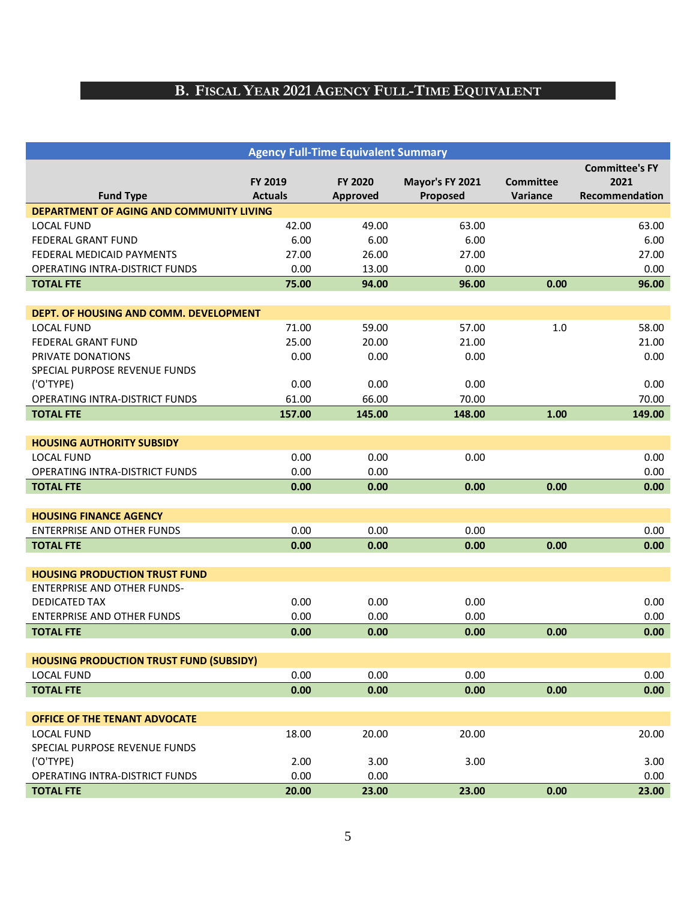## B. Fiscal Year 2021 Agency Full-Time Equivalent

| Agency Full-Time Equivalent Summary | | | | | |
|---|---|---|---|---|---|
| **Fund Type** | **FY 2019 Actuals** | **FY 2020 Approved** | **Mayor's FY 2021 Proposed** | **Committee Variance** | **Committee's FY 2021 Recommendation** |
| **DEPARTMENT OF AGING AND COMMUNITY LIVING** | | | | | |
| LOCAL FUND | 42.00 | 49.00 | 63.00 | | 63.00 |
| FEDERAL GRANT FUND | 6.00 | 6.00 | 6.00 | | 6.00 |
| FEDERAL MEDICAID PAYMENTS | 27.00 | 26.00 | 27.00 | | 27.00 |
| OPERATING INTRA-DISTRICT FUNDS | 0.00 | 13.00 | 0.00 | | 0.00 |
| **TOTAL FTE** | **75.00** | **94.00** | **96.00** | **0.00** | **96.00** |
| **DEPT. OF HOUSING AND COMM. DEVELOPMENT** | | | | | |
| LOCAL FUND | 71.00 | 59.00 | 57.00 | 1.0 | 58.00 |
| FEDERAL GRANT FUND | 25.00 | 20.00 | 21.00 | | 21.00 |
| PRIVATE DONATIONS | 0.00 | 0.00 | 0.00 | | 0.00 |
| SPECIAL PURPOSE REVENUE FUNDS ('O'TYPE) | 0.00 | 0.00 | 0.00 | | 0.00 |
| OPERATING INTRA-DISTRICT FUNDS | 61.00 | 66.00 | 70.00 | | 70.00 |
| **TOTAL FTE** | **157.00** | **145.00** | **148.00** | **1.00** | **149.00** |
| **HOUSING AUTHORITY SUBSIDY** | | | | | |
| LOCAL FUND | 0.00 | 0.00 | 0.00 | | 0.00 |
| OPERATING INTRA-DISTRICT FUNDS | 0.00 | 0.00 | | | 0.00 |
| **TOTAL FTE** | **0.00** | **0.00** | **0.00** | **0.00** | **0.00** |
| **HOUSING FINANCE AGENCY** | | | | | |
| ENTERPRISE AND OTHER FUNDS | 0.00 | 0.00 | 0.00 | | 0.00 |
| **TOTAL FTE** | **0.00** | **0.00** | **0.00** | **0.00** | **0.00** |
| **HOUSING PRODUCTION TRUST FUND** | | | | | |
| ENTERPRISE AND OTHER FUNDS-DEDICATED TAX | 0.00 | 0.00 | 0.00 | | 0.00 |
| ENTERPRISE AND OTHER FUNDS | 0.00 | 0.00 | 0.00 | | 0.00 |
| **TOTAL FTE** | **0.00** | **0.00** | **0.00** | **0.00** | **0.00** |
| **HOUSING PRODUCTION TRUST FUND (SUBSIDY)** | | | | | |
| LOCAL FUND | 0.00 | 0.00 | 0.00 | | 0.00 |
| **TOTAL FTE** | **0.00** | **0.00** | **0.00** | **0.00** | **0.00** |
| **OFFICE OF THE TENANT ADVOCATE** | | | | | |
| LOCAL FUND | 18.00 | 20.00 | 20.00 | | 20.00 |
| SPECIAL PURPOSE REVENUE FUNDS ('O'TYPE) | 2.00 | 3.00 | 3.00 | | 3.00 |
| OPERATING INTRA-DISTRICT FUNDS | 0.00 | 0.00 | | | 0.00 |
| **TOTAL FTE** | **20.00** | **23.00** | **23.00** | **0.00** | **23.00** |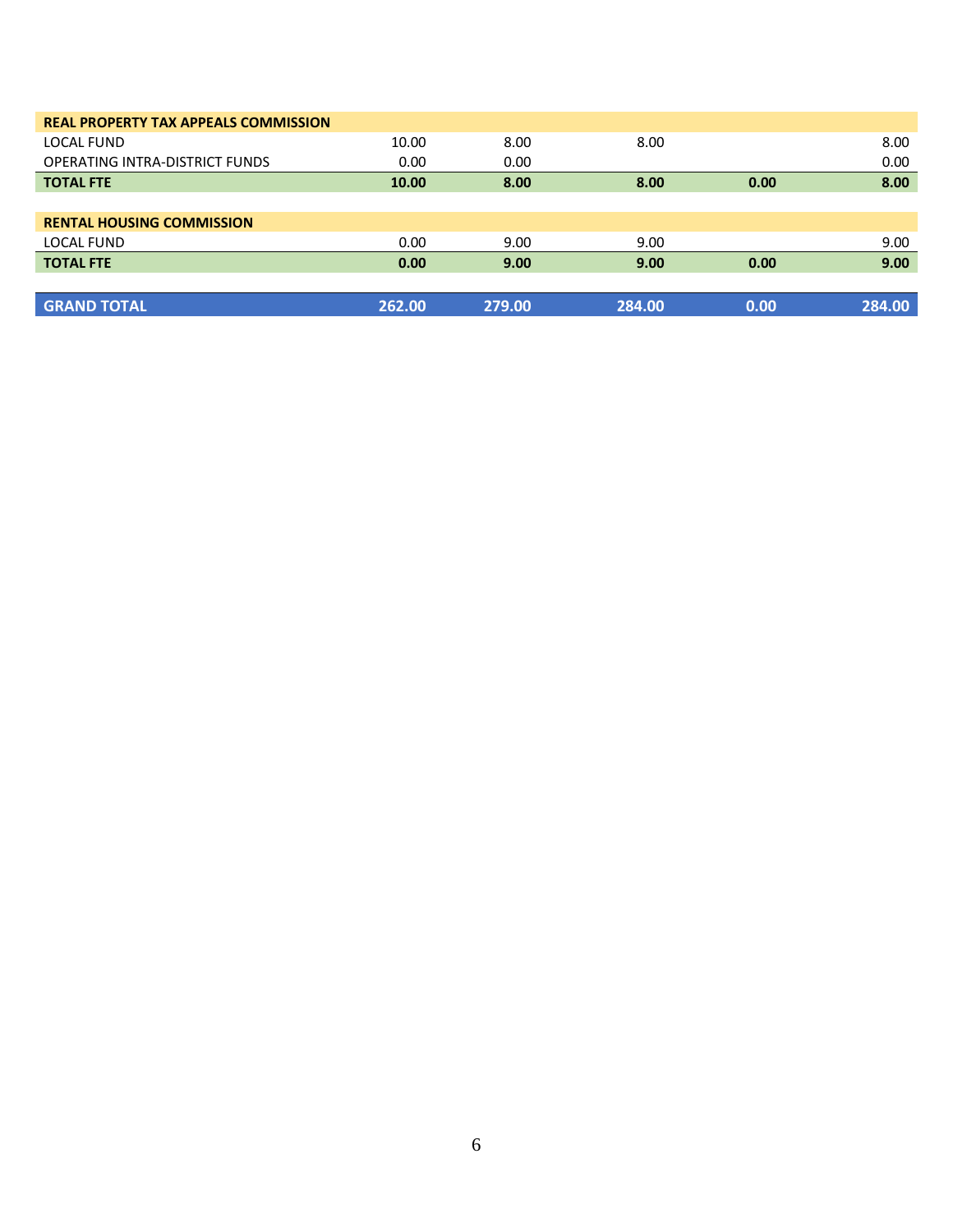| | | | | | |
|---|---|---|---|---|---|
| **REAL PROPERTY TAX APPEALS COMMISSION** | | | | | |
| LOCAL FUND | 10.00 | 8.00 | 8.00 | | 8.00 |
| OPERATING INTRA-DISTRICT FUNDS | 0.00 | 0.00 | | | 0.00 |
| **TOTAL FTE** | **10.00** | **8.00** | **8.00** | **0.00** | **8.00** |
| | | | | | |
| **RENTAL HOUSING COMMISSION** | | | | | |
| LOCAL FUND | 0.00 | 9.00 | 9.00 | | 9.00 |
| **TOTAL FTE** | **0.00** | **9.00** | **9.00** | **0.00** | **9.00** |
| | | | | | |
| **GRAND TOTAL** | **262.00** | **279.00** | **284.00** | **0.00** | **284.00** |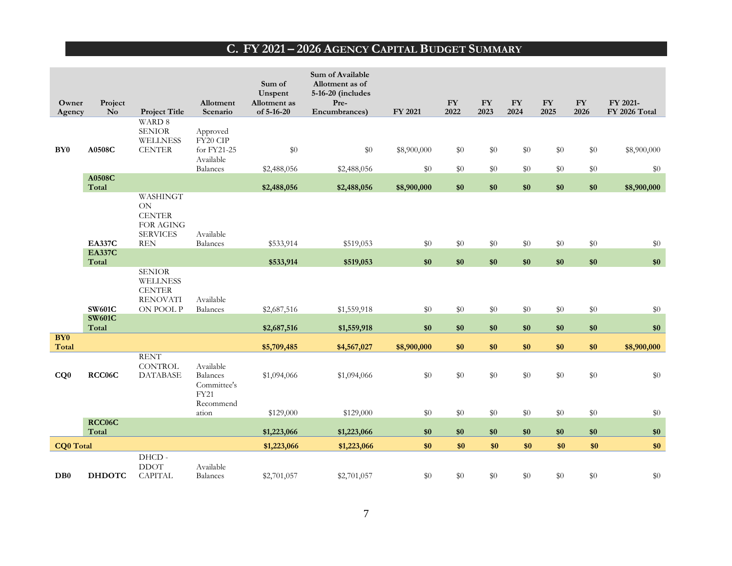## C. FY 2021 – 2026 Agency Capital Budget Summary

| Owner Agency | Project No | Project Title | Allotment Scenario | Sum of Unspent Allotment as of 5-16-20 | Sum of Available Allotment as of 5-16-20 (includes Pre-Encumbrances) | FY 2021 | FY 2022 | FY 2023 | FY 2024 | FY 2025 | FY 2026 | FY 2021-FY 2026 Total |
|---|---|---|---|---|---|---|---|---|---|---|---|---|
| BY0 | A0508C | WARD 8 SENIOR WELLNESS CENTER | Approved FY20 CIP for FY21-25 | $0 | $0 | $8,900,000 | $0 | $0 | $0 | $0 | $0 | $8,900,000 |
| | | | Available Balances | $2,488,056 | $2,488,056 | $0 | $0 | $0 | $0 | $0 | $0 | $0 |
| | **A0508C Total** | | | **$2,488,056** | **$2,488,056** | **$8,900,000** | **$0** | **$0** | **$0** | **$0** | **$0** | **$8,900,000** |
| | EA337C | WASHINGTON CENTER FOR AGING SERVICES REN | Available Balances | $533,914 | $519,053 | $0 | $0 | $0 | $0 | $0 | $0 | $0 |
| | **EA337C Total** | | | **$533,914** | **$519,053** | **$0** | **$0** | **$0** | **$0** | **$0** | **$0** | **$0** |
| | SW601C | SENIOR WELLNESS CENTER RENOVATION POOL P | Available Balances | $2,687,516 | $1,559,918 | $0 | $0 | $0 | $0 | $0 | $0 | $0 |
| | **SW601C Total** | | | **$2,687,516** | **$1,559,918** | **$0** | **$0** | **$0** | **$0** | **$0** | **$0** | **$0** |
| **BY0 Total** | | | | **$5,709,485** | **$4,567,027** | **$8,900,000** | **$0** | **$0** | **$0** | **$0** | **$0** | **$8,900,000** |
| CQ0 | RCC06C | RENT CONTROL DATABASE | Available Balances | $1,094,066 | $1,094,066 | $0 | $0 | $0 | $0 | $0 | $0 | $0 |
| | | | Committee's FY21 Recommendation | $129,000 | $129,000 | $0 | $0 | $0 | $0 | $0 | $0 | $0 |
| | **RCC06C Total** | | | **$1,223,066** | **$1,223,066** | **$0** | **$0** | **$0** | **$0** | **$0** | **$0** | **$0** |
| **CQ0 Total** | | | | **$1,223,066** | **$1,223,066** | **$0** | **$0** | **$0** | **$0** | **$0** | **$0** | **$0** |
| DB0 | DHDOTC | DHCD - DDOT CAPITAL | Available Balances | $2,701,057 | $2,701,057 | $0 | $0 | $0 | $0 | $0 | $0 | $0 |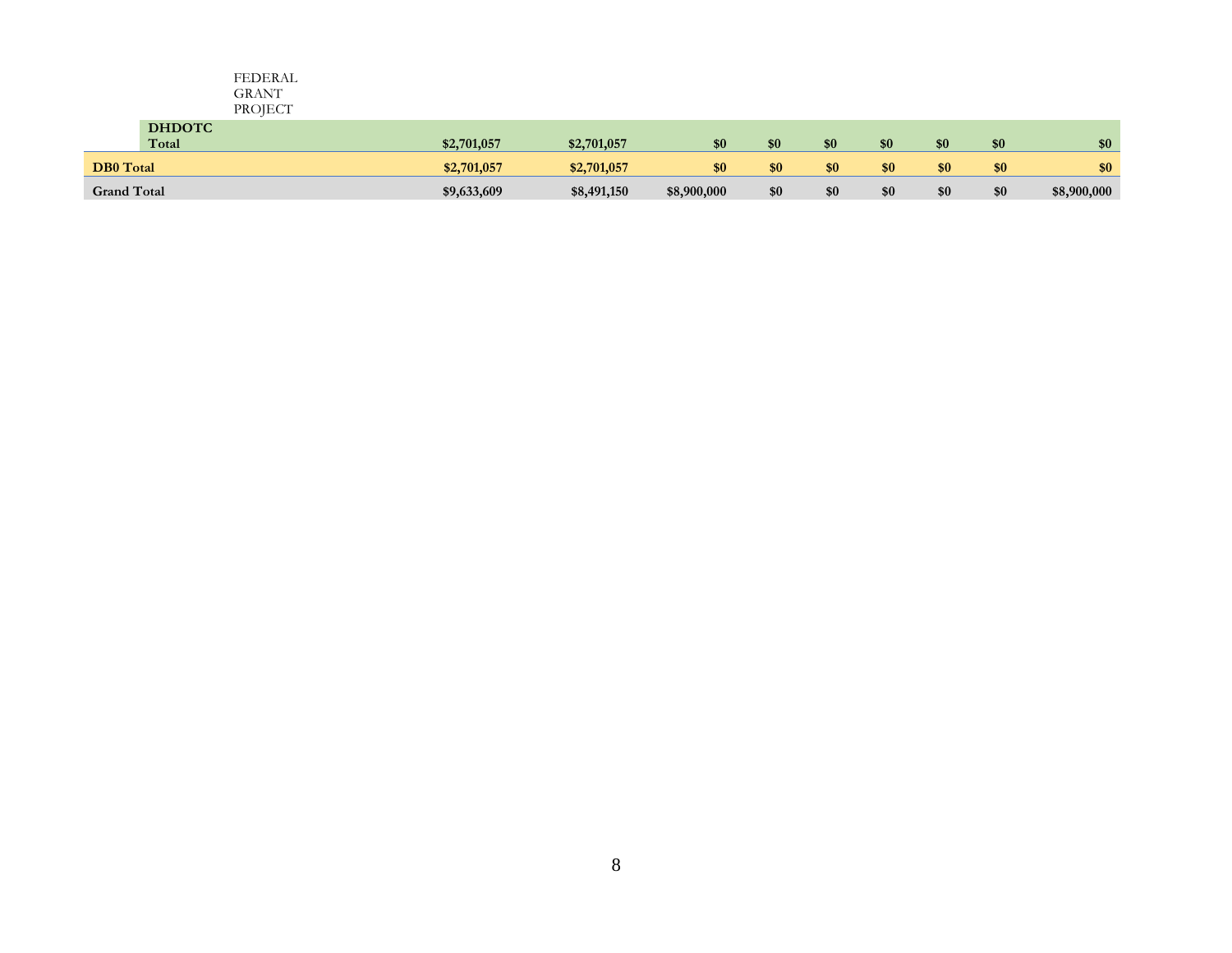| | | | | | | | | | | |
|---|---|---|---|---|---|---|---|---|---|---|
| | | FEDERAL GRANT PROJECT | | | | | | | | |
| | **DHDOTC Total** | | **$2,701,057** | **$2,701,057** | **$0** | **$0** | **$0** | **$0** | **$0** | **$0** | **$0** |
| **DB0 Total** | | | **$2,701,057** | **$2,701,057** | **$0** | **$0** | **$0** | **$0** | **$0** | **$0** | **$0** |
| **Grand Total** | | | **$9,633,609** | **$8,491,150** | **$8,900,000** | **$0** | **$0** | **$0** | **$0** | **$0** | **$8,900,000** |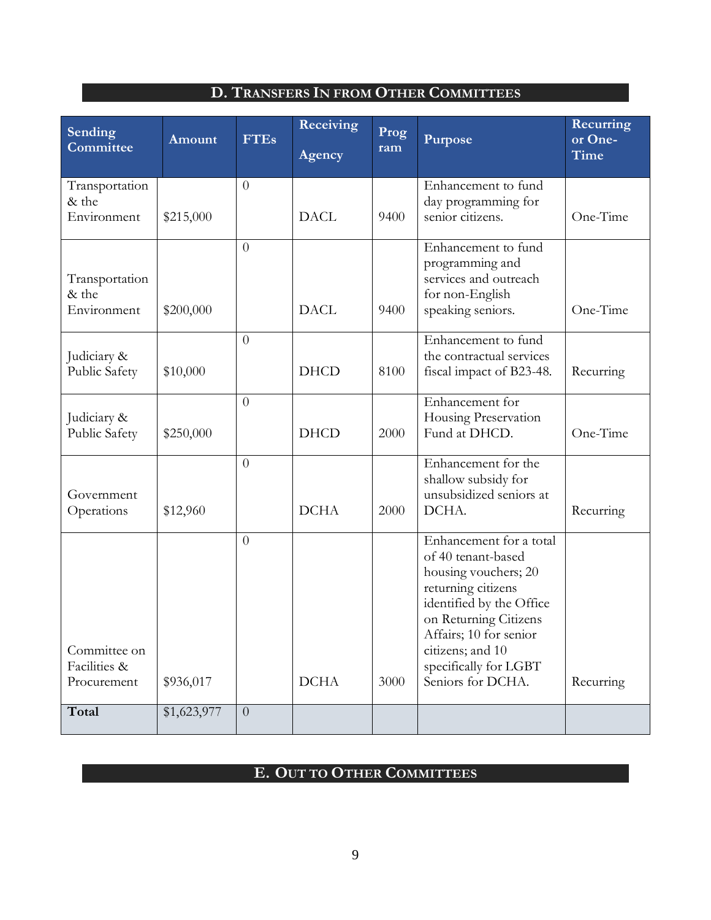## D. Transfers In from Other Committees

| Sending Committee | Amount | FTEs | Receiving Agency | Program | Purpose | Recurring or One-Time |
|---|---|---|---|---|---|---|
| Transportation & the Environment | $215,000 | 0 | DACL | 9400 | Enhancement to fund day programming for senior citizens. | One-Time |
| Transportation & the Environment | $200,000 | 0 | DACL | 9400 | Enhancement to fund programming and services and outreach for non-English speaking seniors. | One-Time |
| Judiciary & Public Safety | $10,000 | 0 | DHCD | 8100 | Enhancement to fund the contractual services fiscal impact of B23-48. | Recurring |
| Judiciary & Public Safety | $250,000 | 0 | DHCD | 2000 | Enhancement for Housing Preservation Fund at DHCD. | One-Time |
| Government Operations | $12,960 | 0 | DCHA | 2000 | Enhancement for the shallow subsidy for unsubsidized seniors at DCHA. | Recurring |
| Committee on Facilities & Procurement | $936,017 | 0 | DCHA | 3000 | Enhancement for a total of 40 tenant-based housing vouchers; 20 returning citizens identified by the Office on Returning Citizens Affairs; 10 for senior citizens; and 10 specifically for LGBT Seniors for DCHA. | Recurring |
| **Total** | $1,623,977 | 0 | | | | |

## E. Out to Other Committees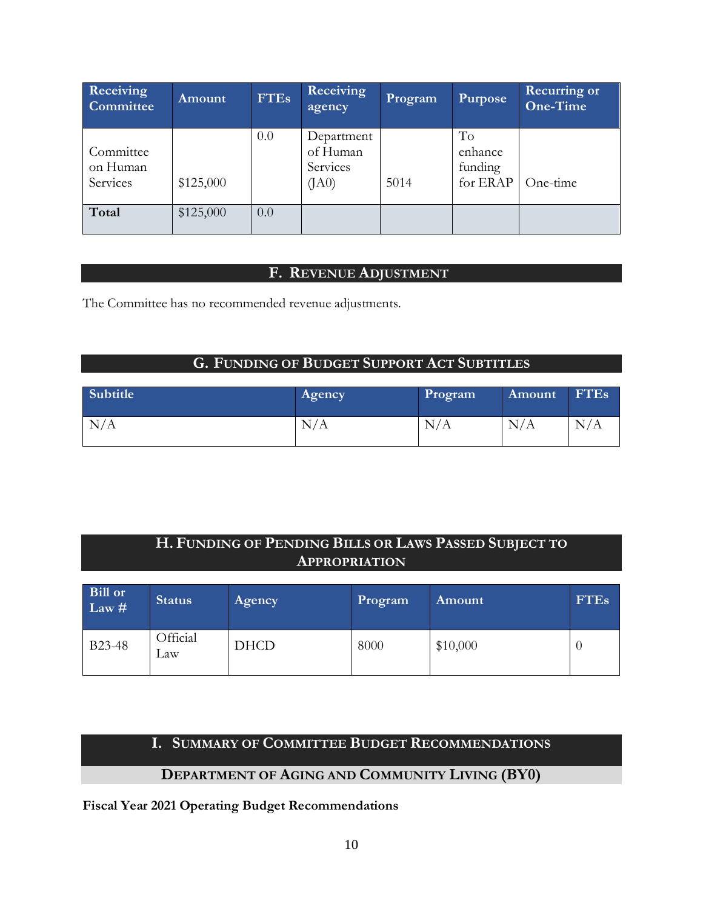| Receiving Committee | Amount | FTEs | Receiving agency | Program | Purpose | Recurring or One-Time |
|---|---|---|---|---|---|---|
| Committee on Human Services | $125,000 | 0.0 | Department of Human Services (JA0) | 5014 | To enhance funding for ERAP | One-time |
| **Total** | $125,000 | 0.0 | | | | |

## F. Revenue Adjustment

The Committee has no recommended revenue adjustments.

## G. Funding of Budget Support Act Subtitles

| Subtitle | Agency | Program | Amount | FTEs |
|---|---|---|---|---|
| N/A | N/A | N/A | N/A | N/A |

## H. Funding of Pending Bills or Laws Passed Subject to Appropriation

| Bill or Law # | Status | Agency | Program | Amount | FTEs |
|---|---|---|---|---|---|
| B23-48 | Official Law | DHCD | 8000 | $10,000 | 0 |

## I. Summary of Committee Budget Recommendations

### Department of Aging and Community Living (BY0)

**Fiscal Year 2021 Operating Budget Recommendations**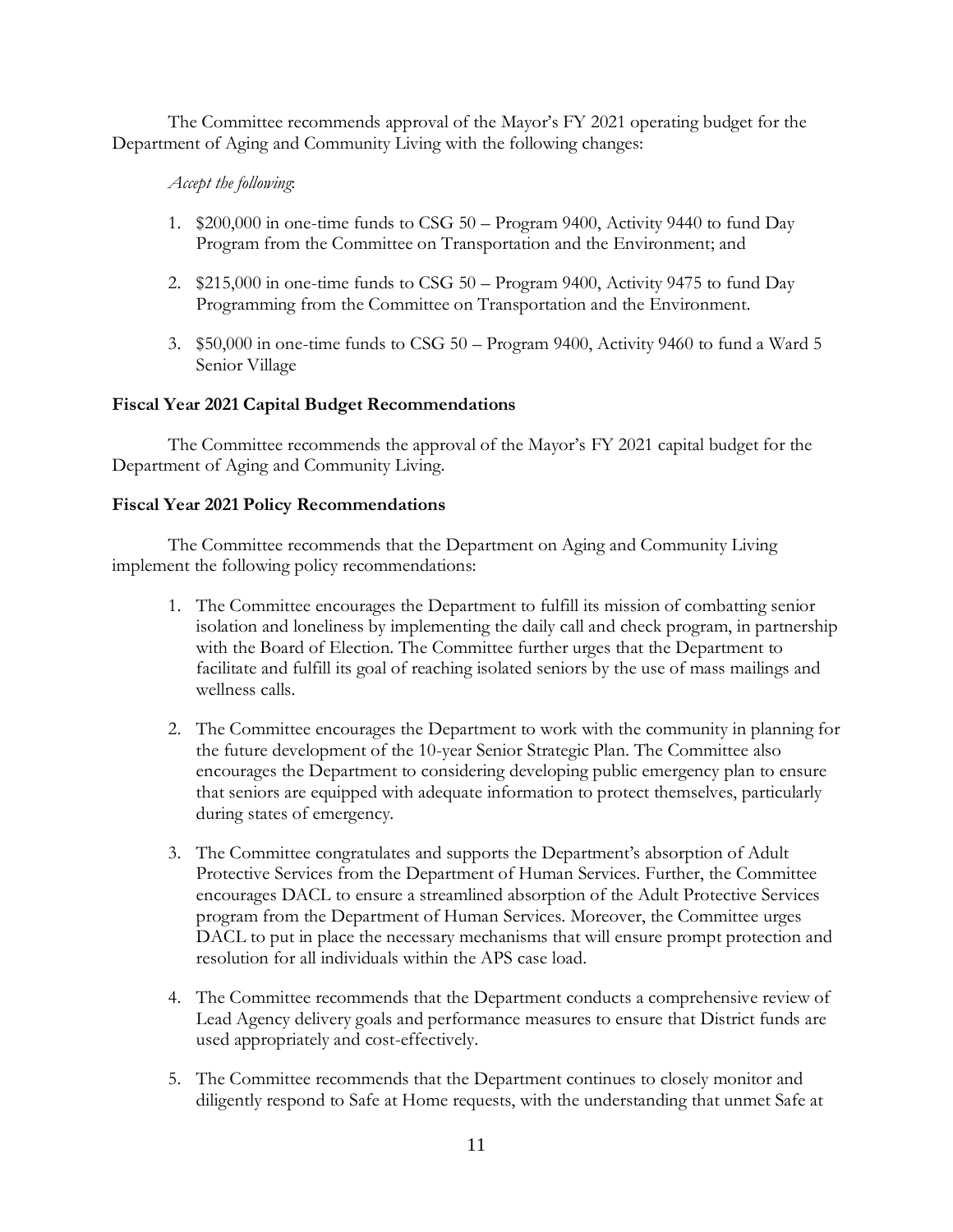The Committee recommends approval of the Mayor's FY 2021 operating budget for the Department of Aging and Community Living with the following changes:

*Accept the following*:

1. $200,000 in one-time funds to CSG 50 – Program 9400, Activity 9440 to fund Day Program from the Committee on Transportation and the Environment; and

2. $215,000 in one-time funds to CSG 50 – Program 9400, Activity 9475 to fund Day Programming from the Committee on Transportation and the Environment.

3. $50,000 in one-time funds to CSG 50 – Program 9400, Activity 9460 to fund a Ward 5 Senior Village

**Fiscal Year 2021 Capital Budget Recommendations**

The Committee recommends the approval of the Mayor's FY 2021 capital budget for the Department of Aging and Community Living.

**Fiscal Year 2021 Policy Recommendations**

The Committee recommends that the Department on Aging and Community Living implement the following policy recommendations:

1. The Committee encourages the Department to fulfill its mission of combatting senior isolation and loneliness by implementing the daily call and check program, in partnership with the Board of Election. The Committee further urges that the Department to facilitate and fulfill its goal of reaching isolated seniors by the use of mass mailings and wellness calls.

2. The Committee encourages the Department to work with the community in planning for the future development of the 10-year Senior Strategic Plan. The Committee also encourages the Department to considering developing public emergency plan to ensure that seniors are equipped with adequate information to protect themselves, particularly during states of emergency.

3. The Committee congratulates and supports the Department's absorption of Adult Protective Services from the Department of Human Services. Further, the Committee encourages DACL to ensure a streamlined absorption of the Adult Protective Services program from the Department of Human Services. Moreover, the Committee urges DACL to put in place the necessary mechanisms that will ensure prompt protection and resolution for all individuals within the APS case load.

4. The Committee recommends that the Department conducts a comprehensive review of Lead Agency delivery goals and performance measures to ensure that District funds are used appropriately and cost-effectively.

5. The Committee recommends that the Department continues to closely monitor and diligently respond to Safe at Home requests, with the understanding that unmet Safe at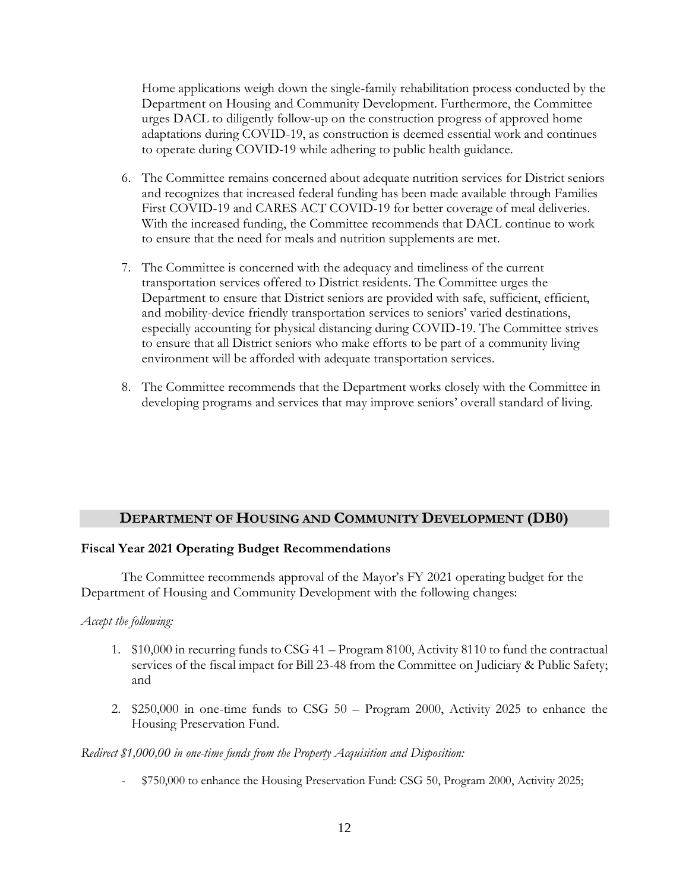Home applications weigh down the single-family rehabilitation process conducted by the Department on Housing and Community Development. Furthermore, the Committee urges DACL to diligently follow-up on the construction progress of approved home adaptations during COVID-19, as construction is deemed essential work and continues to operate during COVID-19 while adhering to public health guidance.

6. The Committee remains concerned about adequate nutrition services for District seniors and recognizes that increased federal funding has been made available through Families First COVID-19 and CARES ACT COVID-19 for better coverage of meal deliveries. With the increased funding, the Committee recommends that DACL continue to work to ensure that the need for meals and nutrition supplements are met.

7. The Committee is concerned with the adequacy and timeliness of the current transportation services offered to District residents. The Committee urges the Department to ensure that District seniors are provided with safe, sufficient, efficient, and mobility-device friendly transportation services to seniors' varied destinations, especially accounting for physical distancing during COVID-19. The Committee strives to ensure that all District seniors who make efforts to be part of a community living environment will be afforded with adequate transportation services.

8. The Committee recommends that the Department works closely with the Committee in developing programs and services that may improve seniors' overall standard of living.

## DEPARTMENT OF HOUSING AND COMMUNITY DEVELOPMENT (DB0)

**Fiscal Year 2021 Operating Budget Recommendations**

The Committee recommends approval of the Mayor's FY 2021 operating budget for the Department of Housing and Community Development with the following changes:

*Accept the following:*

1. \$10,000 in recurring funds to CSG 41 – Program 8100, Activity 8110 to fund the contractual services of the fiscal impact for Bill 23-48 from the Committee on Judiciary & Public Safety; and

2. \$250,000 in one-time funds to CSG 50 – Program 2000, Activity 2025 to enhance the Housing Preservation Fund.

*Redirect \$1,000,00 in one-time funds from the Property Acquisition and Disposition:*

- \$750,000 to enhance the Housing Preservation Fund: CSG 50, Program 2000, Activity 2025;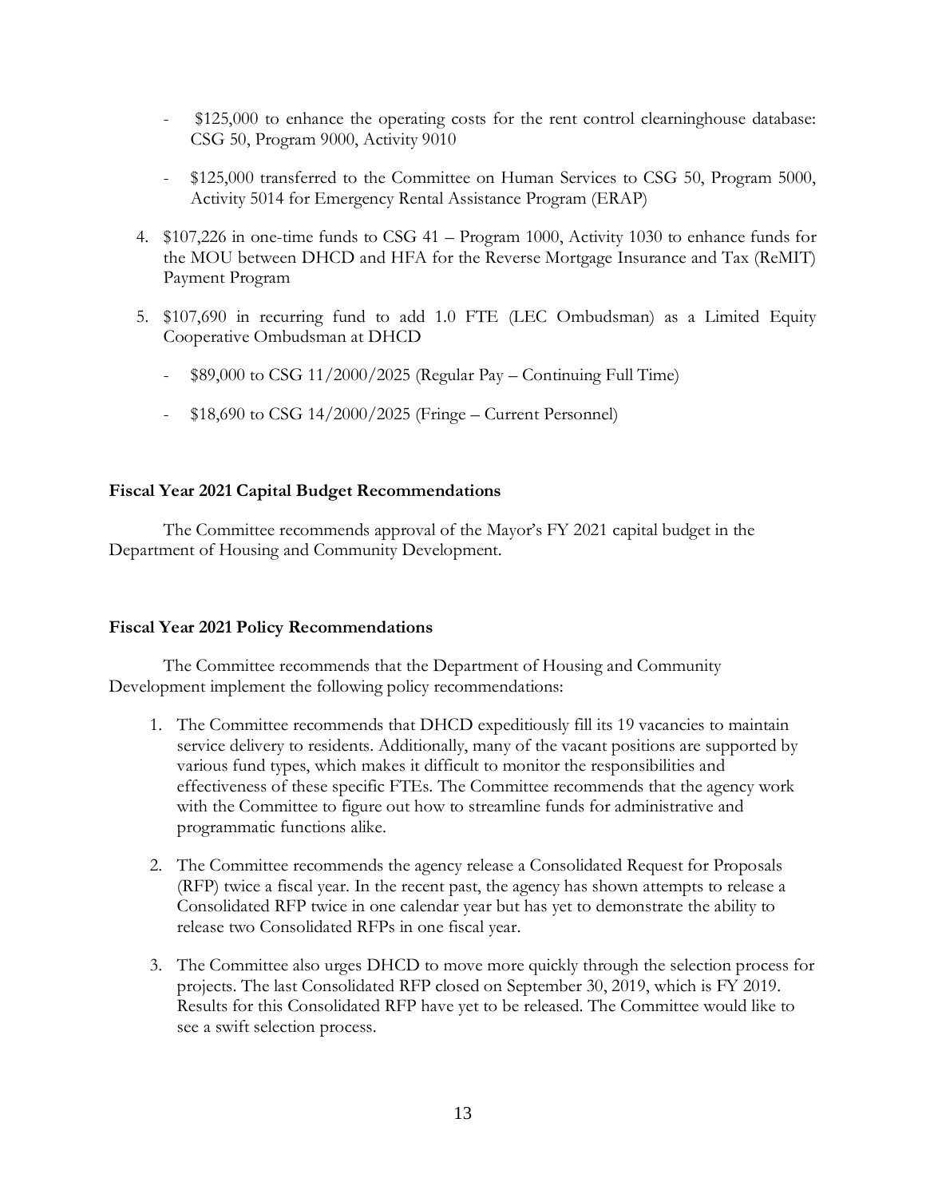- $125,000 to enhance the operating costs for the rent control clearninghouse database: CSG 50, Program 9000, Activity 9010

- $125,000 transferred to the Committee on Human Services to CSG 50, Program 5000, Activity 5014 for Emergency Rental Assistance Program (ERAP)

4. $107,226 in one-time funds to CSG 41 – Program 1000, Activity 1030 to enhance funds for the MOU between DHCD and HFA for the Reverse Mortgage Insurance and Tax (ReMIT) Payment Program

5. $107,690 in recurring fund to add 1.0 FTE (LEC Ombudsman) as a Limited Equity Cooperative Ombudsman at DHCD

   - $89,000 to CSG 11/2000/2025 (Regular Pay – Continuing Full Time)

   - $18,690 to CSG 14/2000/2025 (Fringe – Current Personnel)

**Fiscal Year 2021 Capital Budget Recommendations**

The Committee recommends approval of the Mayor's FY 2021 capital budget in the Department of Housing and Community Development.

**Fiscal Year 2021 Policy Recommendations**

The Committee recommends that the Department of Housing and Community Development implement the following policy recommendations:

1. The Committee recommends that DHCD expeditiously fill its 19 vacancies to maintain service delivery to residents. Additionally, many of the vacant positions are supported by various fund types, which makes it difficult to monitor the responsibilities and effectiveness of these specific FTEs. The Committee recommends that the agency work with the Committee to figure out how to streamline funds for administrative and programmatic functions alike.

2. The Committee recommends the agency release a Consolidated Request for Proposals (RFP) twice a fiscal year. In the recent past, the agency has shown attempts to release a Consolidated RFP twice in one calendar year but has yet to demonstrate the ability to release two Consolidated RFPs in one fiscal year.

3. The Committee also urges DHCD to move more quickly through the selection process for projects. The last Consolidated RFP closed on September 30, 2019, which is FY 2019. Results for this Consolidated RFP have yet to be released. The Committee would like to see a swift selection process.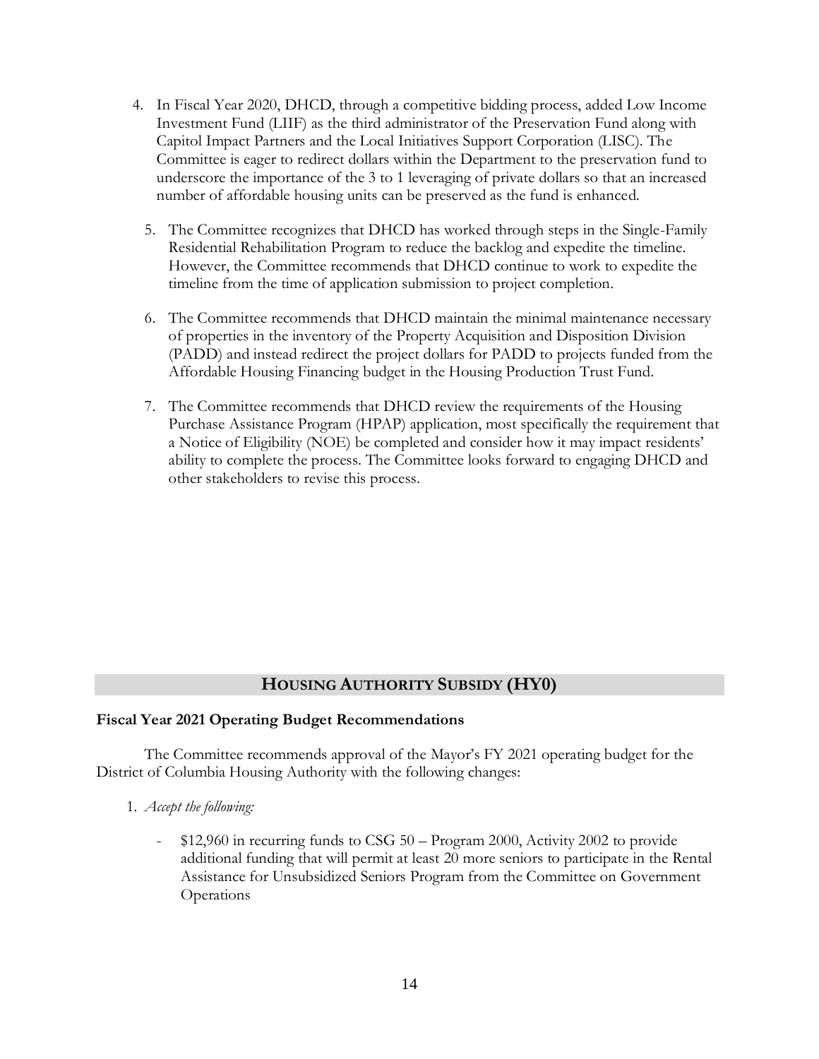4. In Fiscal Year 2020, DHCD, through a competitive bidding process, added Low Income Investment Fund (LIIF) as the third administrator of the Preservation Fund along with Capitol Impact Partners and the Local Initiatives Support Corporation (LISC). The Committee is eager to redirect dollars within the Department to the preservation fund to underscore the importance of the 3 to 1 leveraging of private dollars so that an increased number of affordable housing units can be preserved as the fund is enhanced.

5. The Committee recognizes that DHCD has worked through steps in the Single-Family Residential Rehabilitation Program to reduce the backlog and expedite the timeline. However, the Committee recommends that DHCD continue to work to expedite the timeline from the time of application submission to project completion.

6. The Committee recommends that DHCD maintain the minimal maintenance necessary of properties in the inventory of the Property Acquisition and Disposition Division (PADD) and instead redirect the project dollars for PADD to projects funded from the Affordable Housing Financing budget in the Housing Production Trust Fund.

7. The Committee recommends that DHCD review the requirements of the Housing Purchase Assistance Program (HPAP) application, most specifically the requirement that a Notice of Eligibility (NOE) be completed and consider how it may impact residents' ability to complete the process. The Committee looks forward to engaging DHCD and other stakeholders to revise this process.

## HOUSING AUTHORITY SUBSIDY (HY0)

**Fiscal Year 2021 Operating Budget Recommendations**

The Committee recommends approval of the Mayor's FY 2021 operating budget for the District of Columbia Housing Authority with the following changes:

1. *Accept the following:*

   - $12,960 in recurring funds to CSG 50 – Program 2000, Activity 2002 to provide additional funding that will permit at least 20 more seniors to participate in the Rental Assistance for Unsubsidized Seniors Program from the Committee on Government Operations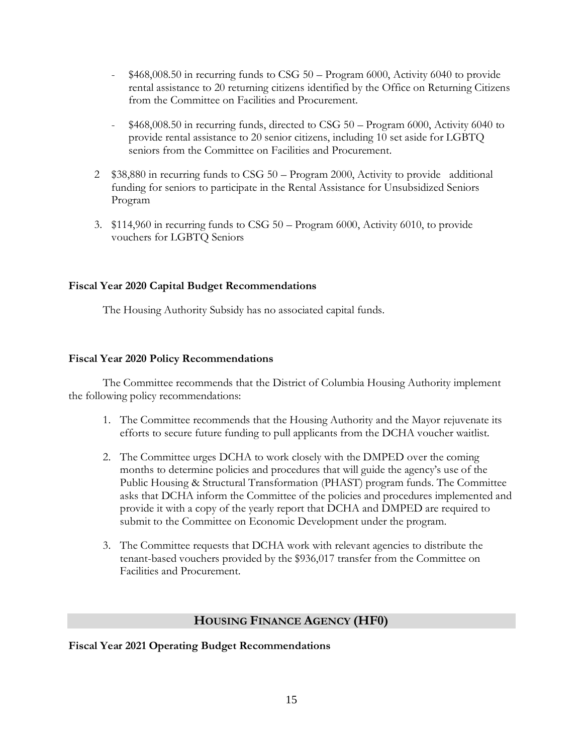- $468,008.50 in recurring funds to CSG 50 – Program 6000, Activity 6040 to provide rental assistance to 20 returning citizens identified by the Office on Returning Citizens from the Committee on Facilities and Procurement.

- $468,008.50 in recurring funds, directed to CSG 50 – Program 6000, Activity 6040 to provide rental assistance to 20 senior citizens, including 10 set aside for LGBTQ seniors from the Committee on Facilities and Procurement.

2 $38,880 in recurring funds to CSG 50 – Program 2000, Activity to provide additional funding for seniors to participate in the Rental Assistance for Unsubsidized Seniors Program

3. $114,960 in recurring funds to CSG 50 – Program 6000, Activity 6010, to provide vouchers for LGBTQ Seniors

**Fiscal Year 2020 Capital Budget Recommendations**

The Housing Authority Subsidy has no associated capital funds.

**Fiscal Year 2020 Policy Recommendations**

The Committee recommends that the District of Columbia Housing Authority implement the following policy recommendations:

1. The Committee recommends that the Housing Authority and the Mayor rejuvenate its efforts to secure future funding to pull applicants from the DCHA voucher waitlist.

2. The Committee urges DCHA to work closely with the DMPED over the coming months to determine policies and procedures that will guide the agency's use of the Public Housing & Structural Transformation (PHAST) program funds. The Committee asks that DCHA inform the Committee of the policies and procedures implemented and provide it with a copy of the yearly report that DCHA and DMPED are required to submit to the Committee on Economic Development under the program.

3. The Committee requests that DCHA work with relevant agencies to distribute the tenant-based vouchers provided by the $936,017 transfer from the Committee on Facilities and Procurement.

## HOUSING FINANCE AGENCY (HF0)

**Fiscal Year 2021 Operating Budget Recommendations**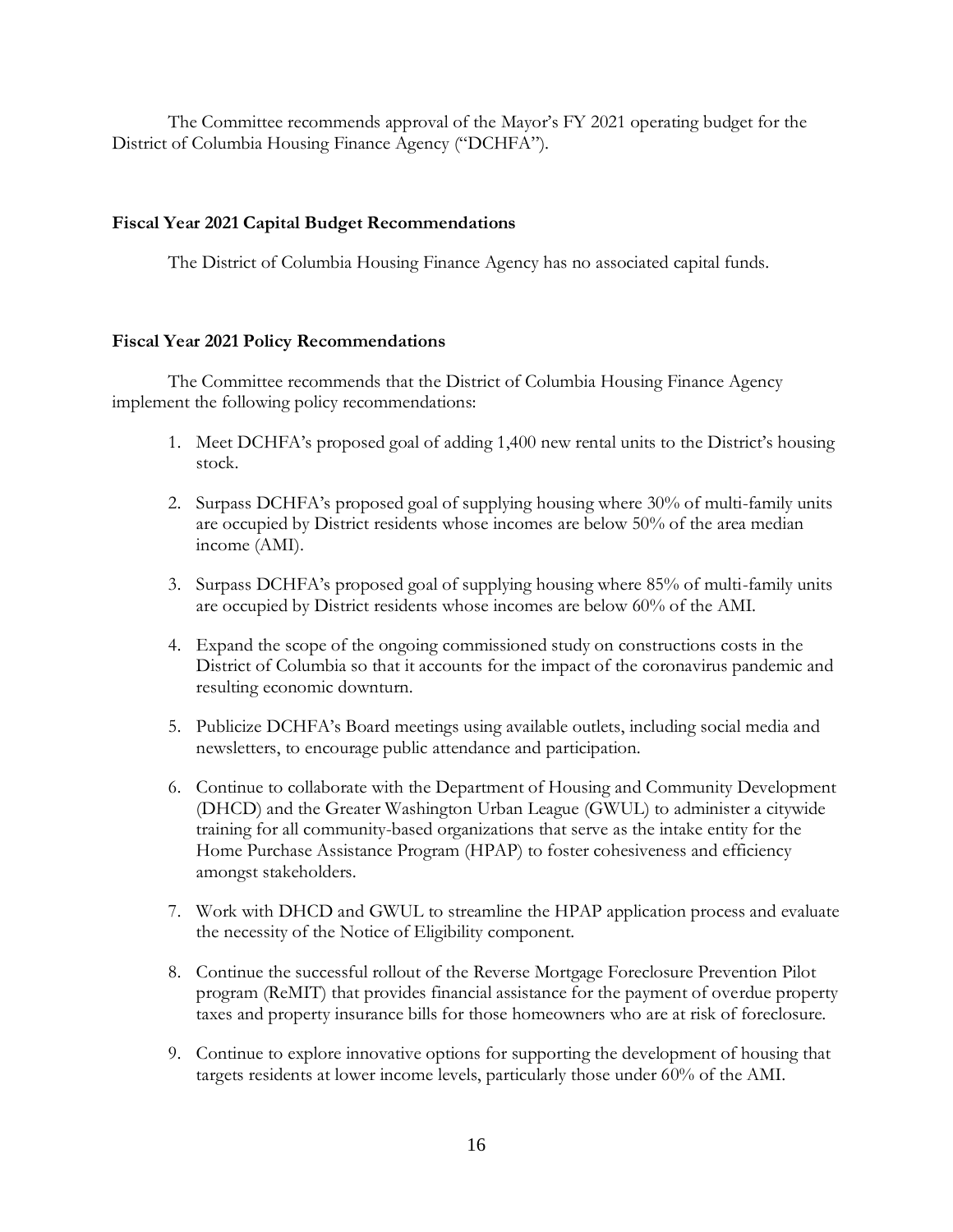The Committee recommends approval of the Mayor's FY 2021 operating budget for the District of Columbia Housing Finance Agency ("DCHFA").

**Fiscal Year 2021 Capital Budget Recommendations**

The District of Columbia Housing Finance Agency has no associated capital funds.

**Fiscal Year 2021 Policy Recommendations**

The Committee recommends that the District of Columbia Housing Finance Agency implement the following policy recommendations:

1. Meet DCHFA's proposed goal of adding 1,400 new rental units to the District's housing stock.

2. Surpass DCHFA's proposed goal of supplying housing where 30% of multi-family units are occupied by District residents whose incomes are below 50% of the area median income (AMI).

3. Surpass DCHFA's proposed goal of supplying housing where 85% of multi-family units are occupied by District residents whose incomes are below 60% of the AMI.

4. Expand the scope of the ongoing commissioned study on constructions costs in the District of Columbia so that it accounts for the impact of the coronavirus pandemic and resulting economic downturn.

5. Publicize DCHFA's Board meetings using available outlets, including social media and newsletters, to encourage public attendance and participation.

6. Continue to collaborate with the Department of Housing and Community Development (DHCD) and the Greater Washington Urban League (GWUL) to administer a citywide training for all community-based organizations that serve as the intake entity for the Home Purchase Assistance Program (HPAP) to foster cohesiveness and efficiency amongst stakeholders.

7. Work with DHCD and GWUL to streamline the HPAP application process and evaluate the necessity of the Notice of Eligibility component.

8. Continue the successful rollout of the Reverse Mortgage Foreclosure Prevention Pilot program (ReMIT) that provides financial assistance for the payment of overdue property taxes and property insurance bills for those homeowners who are at risk of foreclosure.

9. Continue to explore innovative options for supporting the development of housing that targets residents at lower income levels, particularly those under 60% of the AMI.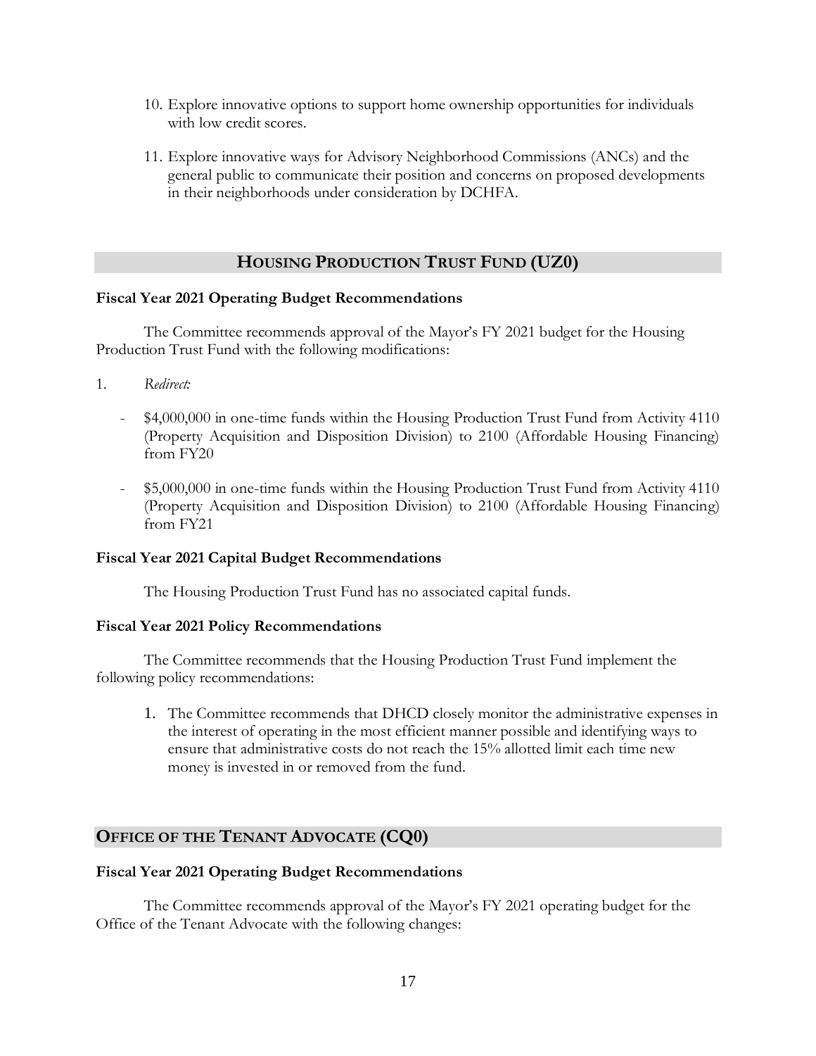10. Explore innovative options to support home ownership opportunities for individuals with low credit scores.

11. Explore innovative ways for Advisory Neighborhood Commissions (ANCs) and the general public to communicate their position and concerns on proposed developments in their neighborhoods under consideration by DCHFA.

## HOUSING PRODUCTION TRUST FUND (UZ0)

**Fiscal Year 2021 Operating Budget Recommendations**

The Committee recommends approval of the Mayor's FY 2021 budget for the Housing Production Trust Fund with the following modifications:

1. *Redirect:*

   - $4,000,000 in one-time funds within the Housing Production Trust Fund from Activity 4110 (Property Acquisition and Disposition Division) to 2100 (Affordable Housing Financing) from FY20

   - $5,000,000 in one-time funds within the Housing Production Trust Fund from Activity 4110 (Property Acquisition and Disposition Division) to 2100 (Affordable Housing Financing) from FY21

**Fiscal Year 2021 Capital Budget Recommendations**

The Housing Production Trust Fund has no associated capital funds.

**Fiscal Year 2021 Policy Recommendations**

The Committee recommends that the Housing Production Trust Fund implement the following policy recommendations:

1. The Committee recommends that DHCD closely monitor the administrative expenses in the interest of operating in the most efficient manner possible and identifying ways to ensure that administrative costs do not reach the 15% allotted limit each time new money is invested in or removed from the fund.

## OFFICE OF THE TENANT ADVOCATE (CQ0)

**Fiscal Year 2021 Operating Budget Recommendations**

The Committee recommends approval of the Mayor's FY 2021 operating budget for the Office of the Tenant Advocate with the following changes: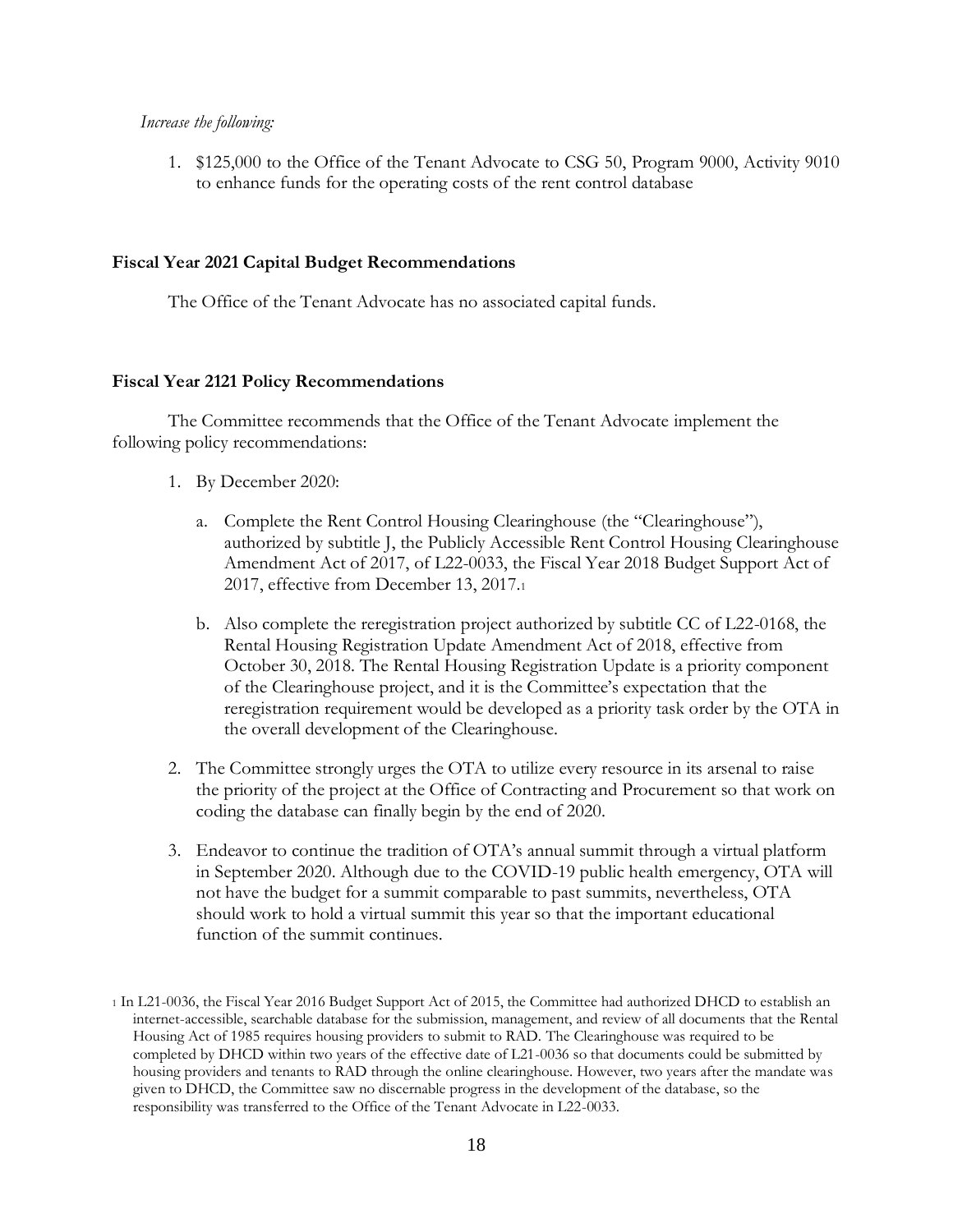*Increase the following:*

1. $125,000 to the Office of the Tenant Advocate to CSG 50, Program 9000, Activity 9010 to enhance funds for the operating costs of the rent control database

**Fiscal Year 2021 Capital Budget Recommendations**

The Office of the Tenant Advocate has no associated capital funds.

**Fiscal Year 2121 Policy Recommendations**

The Committee recommends that the Office of the Tenant Advocate implement the following policy recommendations:

1. By December 2020:

   a. Complete the Rent Control Housing Clearinghouse (the "Clearinghouse"), authorized by subtitle J, the Publicly Accessible Rent Control Housing Clearinghouse Amendment Act of 2017, of L22-0033, the Fiscal Year 2018 Budget Support Act of 2017, effective from December 13, 2017.[1]

   b. Also complete the reregistration project authorized by subtitle CC of L22-0168, the Rental Housing Registration Update Amendment Act of 2018, effective from October 30, 2018. The Rental Housing Registration Update is a priority component of the Clearinghouse project, and it is the Committee's expectation that the reregistration requirement would be developed as a priority task order by the OTA in the overall development of the Clearinghouse.

2. The Committee strongly urges the OTA to utilize every resource in its arsenal to raise the priority of the project at the Office of Contracting and Procurement so that work on coding the database can finally begin by the end of 2020.

3. Endeavor to continue the tradition of OTA's annual summit through a virtual platform in September 2020. Although due to the COVID-19 public health emergency, OTA will not have the budget for a summit comparable to past summits, nevertheless, OTA should work to hold a virtual summit this year so that the important educational function of the summit continues.

[1] In L21-0036, the Fiscal Year 2016 Budget Support Act of 2015, the Committee had authorized DHCD to establish an internet-accessible, searchable database for the submission, management, and review of all documents that the Rental Housing Act of 1985 requires housing providers to submit to RAD. The Clearinghouse was required to be completed by DHCD within two years of the effective date of L21-0036 so that documents could be submitted by housing providers and tenants to RAD through the online clearinghouse. However, two years after the mandate was given to DHCD, the Committee saw no discernable progress in the development of the database, so the responsibility was transferred to the Office of the Tenant Advocate in L22-0033.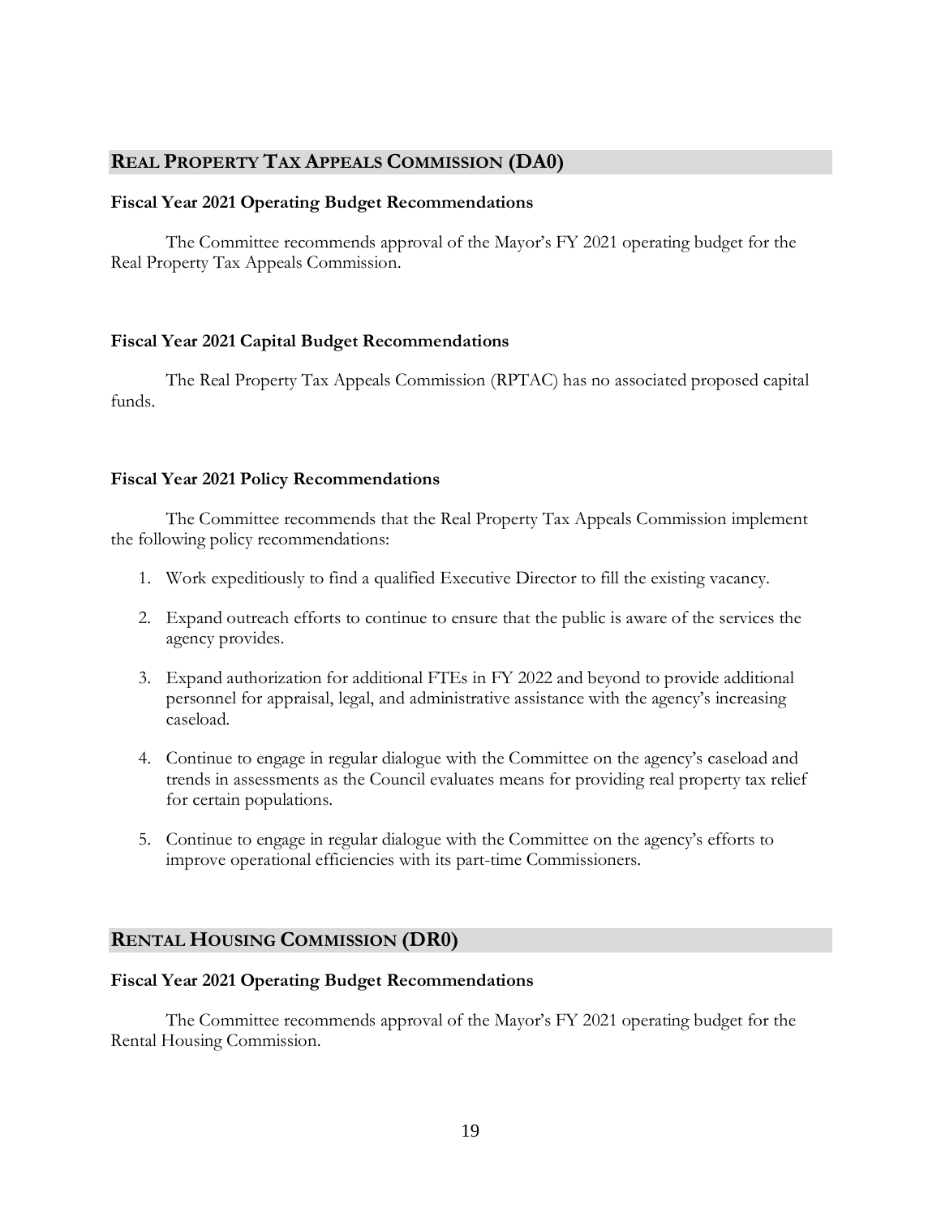## REAL PROPERTY TAX APPEALS COMMISSION (DA0)

### Fiscal Year 2021 Operating Budget Recommendations

The Committee recommends approval of the Mayor's FY 2021 operating budget for the Real Property Tax Appeals Commission.

### Fiscal Year 2021 Capital Budget Recommendations

The Real Property Tax Appeals Commission (RPTAC) has no associated proposed capital funds.

### Fiscal Year 2021 Policy Recommendations

The Committee recommends that the Real Property Tax Appeals Commission implement the following policy recommendations:

1. Work expeditiously to find a qualified Executive Director to fill the existing vacancy.
2. Expand outreach efforts to continue to ensure that the public is aware of the services the agency provides.
3. Expand authorization for additional FTEs in FY 2022 and beyond to provide additional personnel for appraisal, legal, and administrative assistance with the agency's increasing caseload.
4. Continue to engage in regular dialogue with the Committee on the agency's caseload and trends in assessments as the Council evaluates means for providing real property tax relief for certain populations.
5. Continue to engage in regular dialogue with the Committee on the agency's efforts to improve operational efficiencies with its part-time Commissioners.

## RENTAL HOUSING COMMISSION (DR0)

### Fiscal Year 2021 Operating Budget Recommendations

The Committee recommends approval of the Mayor's FY 2021 operating budget for the Rental Housing Commission.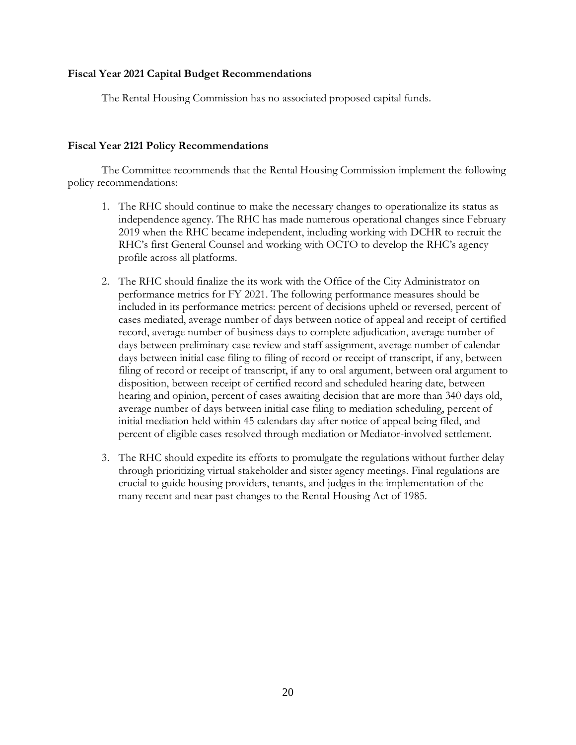**Fiscal Year 2021 Capital Budget Recommendations**

The Rental Housing Commission has no associated proposed capital funds.

**Fiscal Year 2121 Policy Recommendations**

The Committee recommends that the Rental Housing Commission implement the following policy recommendations:

1. The RHC should continue to make the necessary changes to operationalize its status as independence agency. The RHC has made numerous operational changes since February 2019 when the RHC became independent, including working with DCHR to recruit the RHC's first General Counsel and working with OCTO to develop the RHC's agency profile across all platforms.

2. The RHC should finalize the its work with the Office of the City Administrator on performance metrics for FY 2021. The following performance measures should be included in its performance metrics: percent of decisions upheld or reversed, percent of cases mediated, average number of days between notice of appeal and receipt of certified record, average number of business days to complete adjudication, average number of days between preliminary case review and staff assignment, average number of calendar days between initial case filing to filing of record or receipt of transcript, if any, between filing of record or receipt of transcript, if any to oral argument, between oral argument to disposition, between receipt of certified record and scheduled hearing date, between hearing and opinion, percent of cases awaiting decision that are more than 340 days old, average number of days between initial case filing to mediation scheduling, percent of initial mediation held within 45 calendars day after notice of appeal being filed, and percent of eligible cases resolved through mediation or Mediator-involved settlement.

3. The RHC should expedite its efforts to promulgate the regulations without further delay through prioritizing virtual stakeholder and sister agency meetings. Final regulations are crucial to guide housing providers, tenants, and judges in the implementation of the many recent and near past changes to the Rental Housing Act of 1985.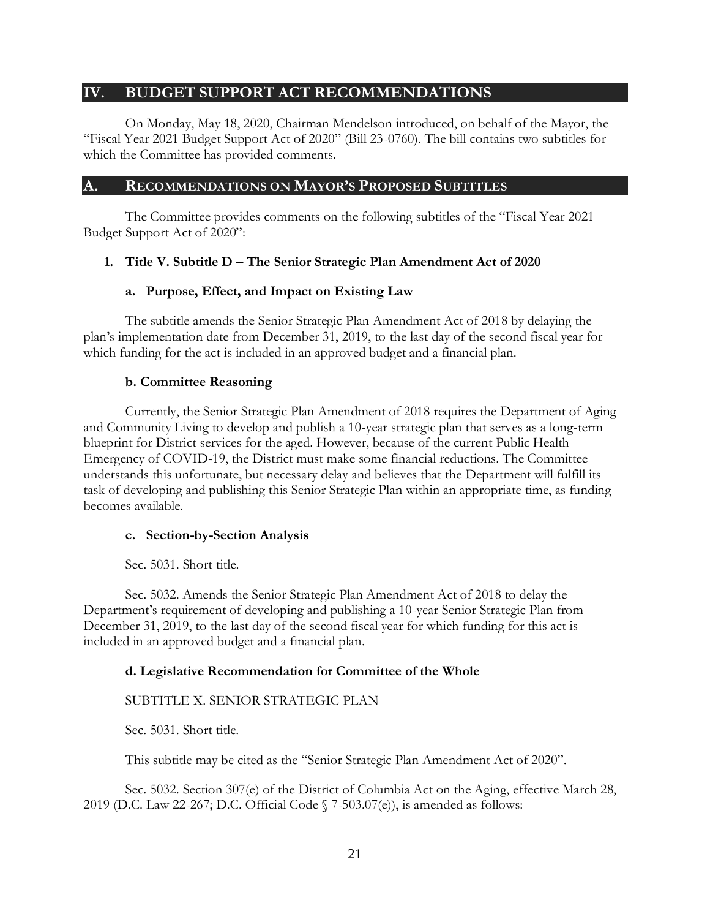## IV. BUDGET SUPPORT ACT RECOMMENDATIONS

On Monday, May 18, 2020, Chairman Mendelson introduced, on behalf of the Mayor, the "Fiscal Year 2021 Budget Support Act of 2020" (Bill 23-0760). The bill contains two subtitles for which the Committee has provided comments.

## A. RECOMMENDATIONS ON MAYOR'S PROPOSED SUBTITLES

The Committee provides comments on the following subtitles of the "Fiscal Year 2021 Budget Support Act of 2020":

### 1. Title V. Subtitle D – The Senior Strategic Plan Amendment Act of 2020

#### a. Purpose, Effect, and Impact on Existing Law

The subtitle amends the Senior Strategic Plan Amendment Act of 2018 by delaying the plan's implementation date from December 31, 2019, to the last day of the second fiscal year for which funding for the act is included in an approved budget and a financial plan.

#### b. Committee Reasoning

Currently, the Senior Strategic Plan Amendment of 2018 requires the Department of Aging and Community Living to develop and publish a 10-year strategic plan that serves as a long-term blueprint for District services for the aged. However, because of the current Public Health Emergency of COVID-19, the District must make some financial reductions. The Committee understands this unfortunate, but necessary delay and believes that the Department will fulfill its task of developing and publishing this Senior Strategic Plan within an appropriate time, as funding becomes available.

#### c. Section-by-Section Analysis

Sec. 5031. Short title.

Sec. 5032. Amends the Senior Strategic Plan Amendment Act of 2018 to delay the Department's requirement of developing and publishing a 10-year Senior Strategic Plan from December 31, 2019, to the last day of the second fiscal year for which funding for this act is included in an approved budget and a financial plan.

#### d. Legislative Recommendation for Committee of the Whole

SUBTITLE X. SENIOR STRATEGIC PLAN

Sec. 5031. Short title.

This subtitle may be cited as the "Senior Strategic Plan Amendment Act of 2020".

Sec. 5032. Section 307(e) of the District of Columbia Act on the Aging, effective March 28, 2019 (D.C. Law 22-267; D.C. Official Code § 7-503.07(e)), is amended as follows: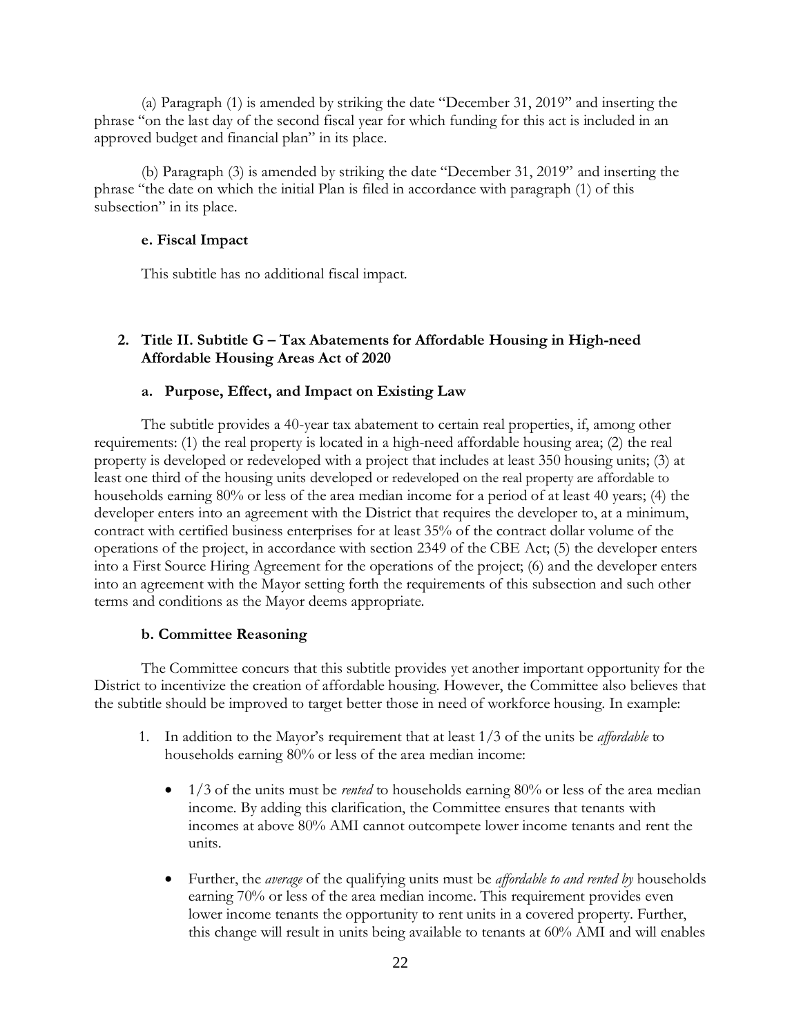(a) Paragraph (1) is amended by striking the date "December 31, 2019" and inserting the phrase "on the last day of the second fiscal year for which funding for this act is included in an approved budget and financial plan" in its place.

(b) Paragraph (3) is amended by striking the date "December 31, 2019" and inserting the phrase "the date on which the initial Plan is filed in accordance with paragraph (1) of this subsection" in its place.

**e. Fiscal Impact**

This subtitle has no additional fiscal impact.

## 2. Title II. Subtitle G – Tax Abatements for Affordable Housing in High-need Affordable Housing Areas Act of 2020

### a. Purpose, Effect, and Impact on Existing Law

The subtitle provides a 40-year tax abatement to certain real properties, if, among other requirements: (1) the real property is located in a high-need affordable housing area; (2) the real property is developed or redeveloped with a project that includes at least 350 housing units; (3) at least one third of the housing units developed or redeveloped on the real property are affordable to households earning 80% or less of the area median income for a period of at least 40 years; (4) the developer enters into an agreement with the District that requires the developer to, at a minimum, contract with certified business enterprises for at least 35% of the contract dollar volume of the operations of the project, in accordance with section 2349 of the CBE Act; (5) the developer enters into a First Source Hiring Agreement for the operations of the project; (6) and the developer enters into an agreement with the Mayor setting forth the requirements of this subsection and such other terms and conditions as the Mayor deems appropriate.

### b. Committee Reasoning

The Committee concurs that this subtitle provides yet another important opportunity for the District to incentivize the creation of affordable housing. However, the Committee also believes that the subtitle should be improved to target better those in need of workforce housing. In example:

1. In addition to the Mayor's requirement that at least 1/3 of the units be *affordable* to households earning 80% or less of the area median income:

   - 1/3 of the units must be *rented* to households earning 80% or less of the area median income. By adding this clarification, the Committee ensures that tenants with incomes at above 80% AMI cannot outcompete lower income tenants and rent the units.

   - Further, the *average* of the qualifying units must be *affordable to and rented by* households earning 70% or less of the area median income. This requirement provides even lower income tenants the opportunity to rent units in a covered property. Further, this change will result in units being available to tenants at 60% AMI and will enables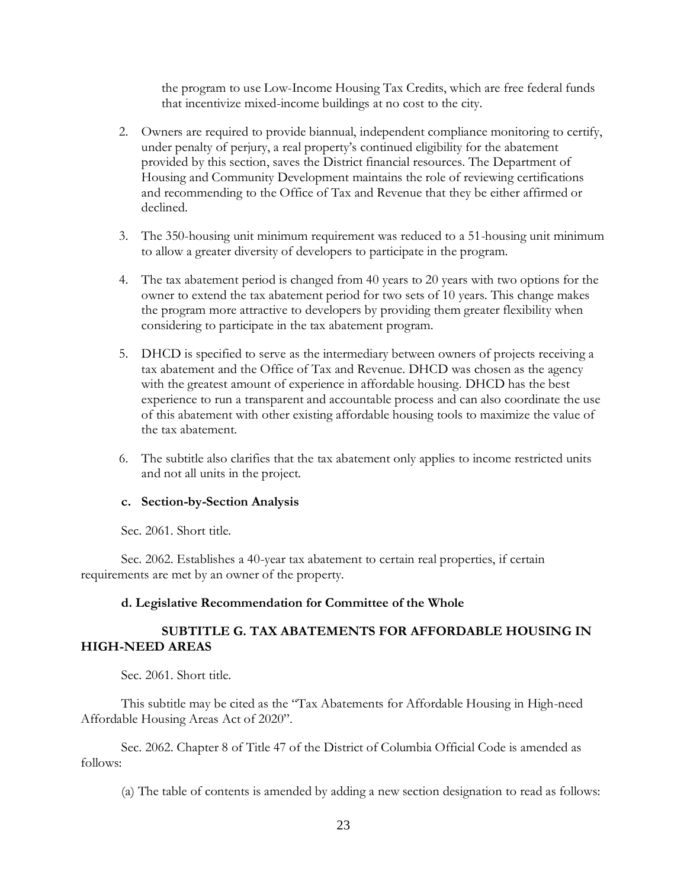the program to use Low-Income Housing Tax Credits, which are free federal funds that incentivize mixed-income buildings at no cost to the city.

2. Owners are required to provide biannual, independent compliance monitoring to certify, under penalty of perjury, a real property's continued eligibility for the abatement provided by this section, saves the District financial resources. The Department of Housing and Community Development maintains the role of reviewing certifications and recommending to the Office of Tax and Revenue that they be either affirmed or declined.

3. The 350-housing unit minimum requirement was reduced to a 51-housing unit minimum to allow a greater diversity of developers to participate in the program.

4. The tax abatement period is changed from 40 years to 20 years with two options for the owner to extend the tax abatement period for two sets of 10 years. This change makes the program more attractive to developers by providing them greater flexibility when considering to participate in the tax abatement program.

5. DHCD is specified to serve as the intermediary between owners of projects receiving a tax abatement and the Office of Tax and Revenue. DHCD was chosen as the agency with the greatest amount of experience in affordable housing. DHCD has the best experience to run a transparent and accountable process and can also coordinate the use of this abatement with other existing affordable housing tools to maximize the value of the tax abatement.

6. The subtitle also clarifies that the tax abatement only applies to income restricted units and not all units in the project.

**c. Section-by-Section Analysis**

Sec. 2061. Short title.

Sec. 2062. Establishes a 40-year tax abatement to certain real properties, if certain requirements are met by an owner of the property.

**d. Legislative Recommendation for Committee of the Whole**

**SUBTITLE G. TAX ABATEMENTS FOR AFFORDABLE HOUSING IN HIGH-NEED AREAS**

Sec. 2061. Short title.

This subtitle may be cited as the "Tax Abatements for Affordable Housing in High-need Affordable Housing Areas Act of 2020".

Sec. 2062. Chapter 8 of Title 47 of the District of Columbia Official Code is amended as follows:

(a) The table of contents is amended by adding a new section designation to read as follows: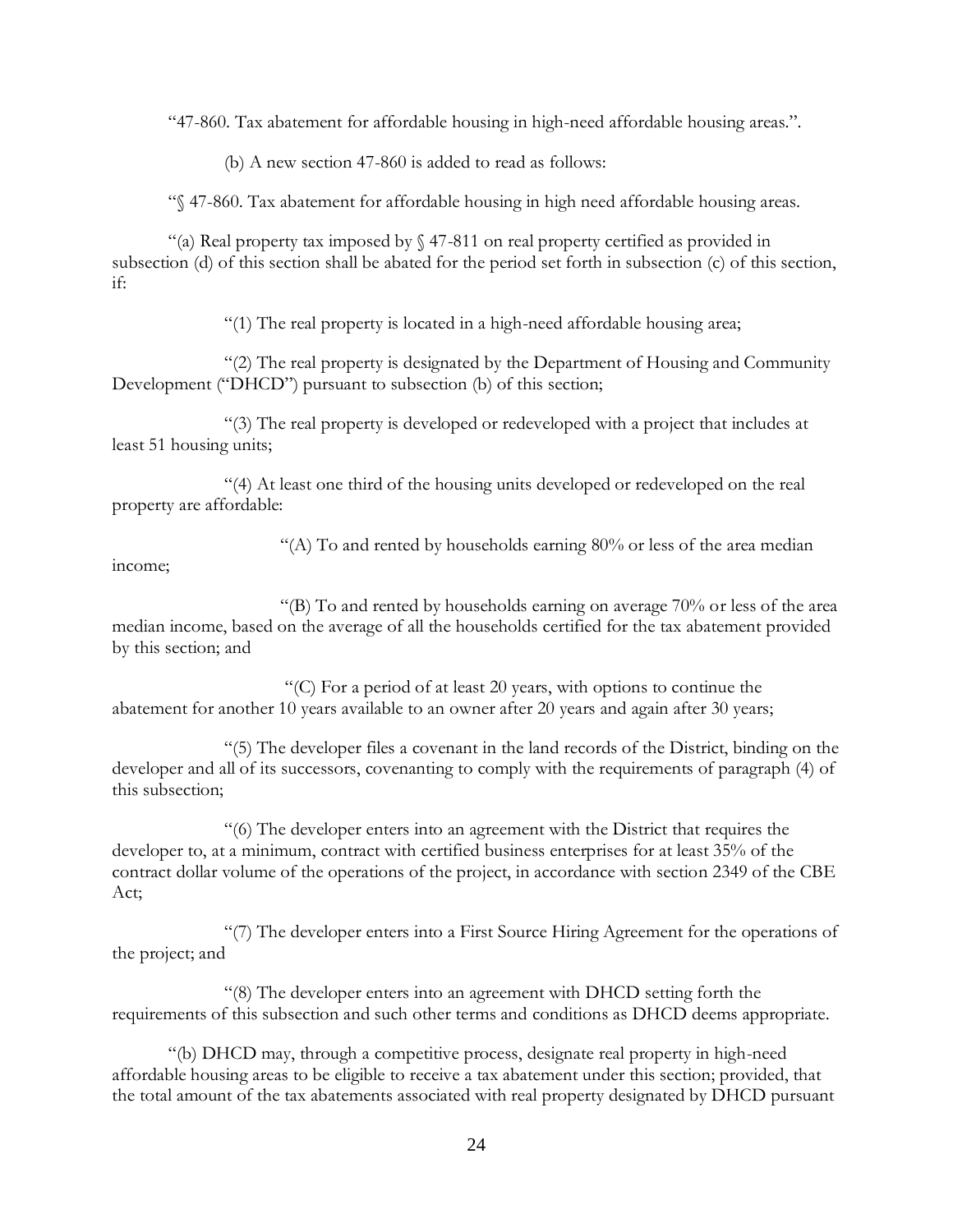"47-860. Tax abatement for affordable housing in high-need affordable housing areas.".

(b) A new section 47-860 is added to read as follows:

"§ 47-860. Tax abatement for affordable housing in high need affordable housing areas.

"(a) Real property tax imposed by § 47-811 on real property certified as provided in subsection (d) of this section shall be abated for the period set forth in subsection (c) of this section, if:

"(1) The real property is located in a high-need affordable housing area;

"(2) The real property is designated by the Department of Housing and Community Development ("DHCD") pursuant to subsection (b) of this section;

"(3) The real property is developed or redeveloped with a project that includes at least 51 housing units;

"(4) At least one third of the housing units developed or redeveloped on the real property are affordable:

"(A) To and rented by households earning 80% or less of the area median income;

"(B) To and rented by households earning on average 70% or less of the area median income, based on the average of all the households certified for the tax abatement provided by this section; and

"(C) For a period of at least 20 years, with options to continue the abatement for another 10 years available to an owner after 20 years and again after 30 years;

"(5) The developer files a covenant in the land records of the District, binding on the developer and all of its successors, covenanting to comply with the requirements of paragraph (4) of this subsection;

"(6) The developer enters into an agreement with the District that requires the developer to, at a minimum, contract with certified business enterprises for at least 35% of the contract dollar volume of the operations of the project, in accordance with section 2349 of the CBE Act;

"(7) The developer enters into a First Source Hiring Agreement for the operations of the project; and

"(8) The developer enters into an agreement with DHCD setting forth the requirements of this subsection and such other terms and conditions as DHCD deems appropriate.

"(b) DHCD may, through a competitive process, designate real property in high-need affordable housing areas to be eligible to receive a tax abatement under this section; provided, that the total amount of the tax abatements associated with real property designated by DHCD pursuant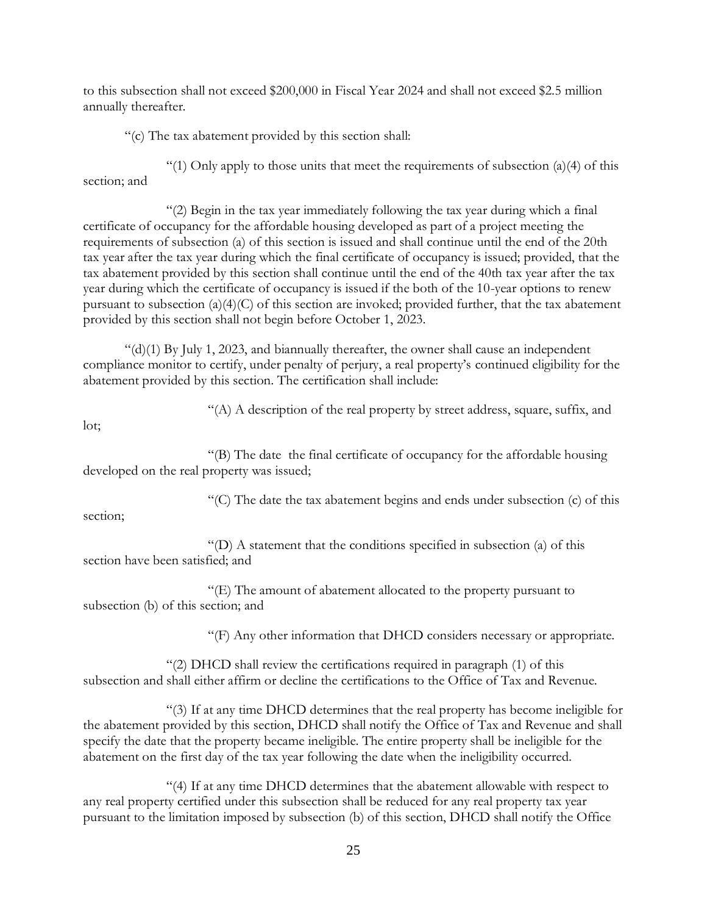to this subsection shall not exceed $200,000 in Fiscal Year 2024 and shall not exceed $2.5 million annually thereafter.

"(c) The tax abatement provided by this section shall:

"(1) Only apply to those units that meet the requirements of subsection (a)(4) of this section; and

"(2) Begin in the tax year immediately following the tax year during which a final certificate of occupancy for the affordable housing developed as part of a project meeting the requirements of subsection (a) of this section is issued and shall continue until the end of the 20th tax year after the tax year during which the final certificate of occupancy is issued; provided, that the tax abatement provided by this section shall continue until the end of the 40th tax year after the tax year during which the certificate of occupancy is issued if the both of the 10-year options to renew pursuant to subsection (a)(4)(C) of this section are invoked; provided further, that the tax abatement provided by this section shall not begin before October 1, 2023.

"(d)(1) By July 1, 2023, and biannually thereafter, the owner shall cause an independent compliance monitor to certify, under penalty of perjury, a real property's continued eligibility for the abatement provided by this section. The certification shall include:

"(A) A description of the real property by street address, square, suffix, and lot;

"(B) The date the final certificate of occupancy for the affordable housing developed on the real property was issued;

"(C) The date the tax abatement begins and ends under subsection (c) of this section;

"(D) A statement that the conditions specified in subsection (a) of this section have been satisfied; and

"(E) The amount of abatement allocated to the property pursuant to subsection (b) of this section; and

"(F) Any other information that DHCD considers necessary or appropriate.

"(2) DHCD shall review the certifications required in paragraph (1) of this subsection and shall either affirm or decline the certifications to the Office of Tax and Revenue.

"(3) If at any time DHCD determines that the real property has become ineligible for the abatement provided by this section, DHCD shall notify the Office of Tax and Revenue and shall specify the date that the property became ineligible. The entire property shall be ineligible for the abatement on the first day of the tax year following the date when the ineligibility occurred.

"(4) If at any time DHCD determines that the abatement allowable with respect to any real property certified under this subsection shall be reduced for any real property tax year pursuant to the limitation imposed by subsection (b) of this section, DHCD shall notify the Office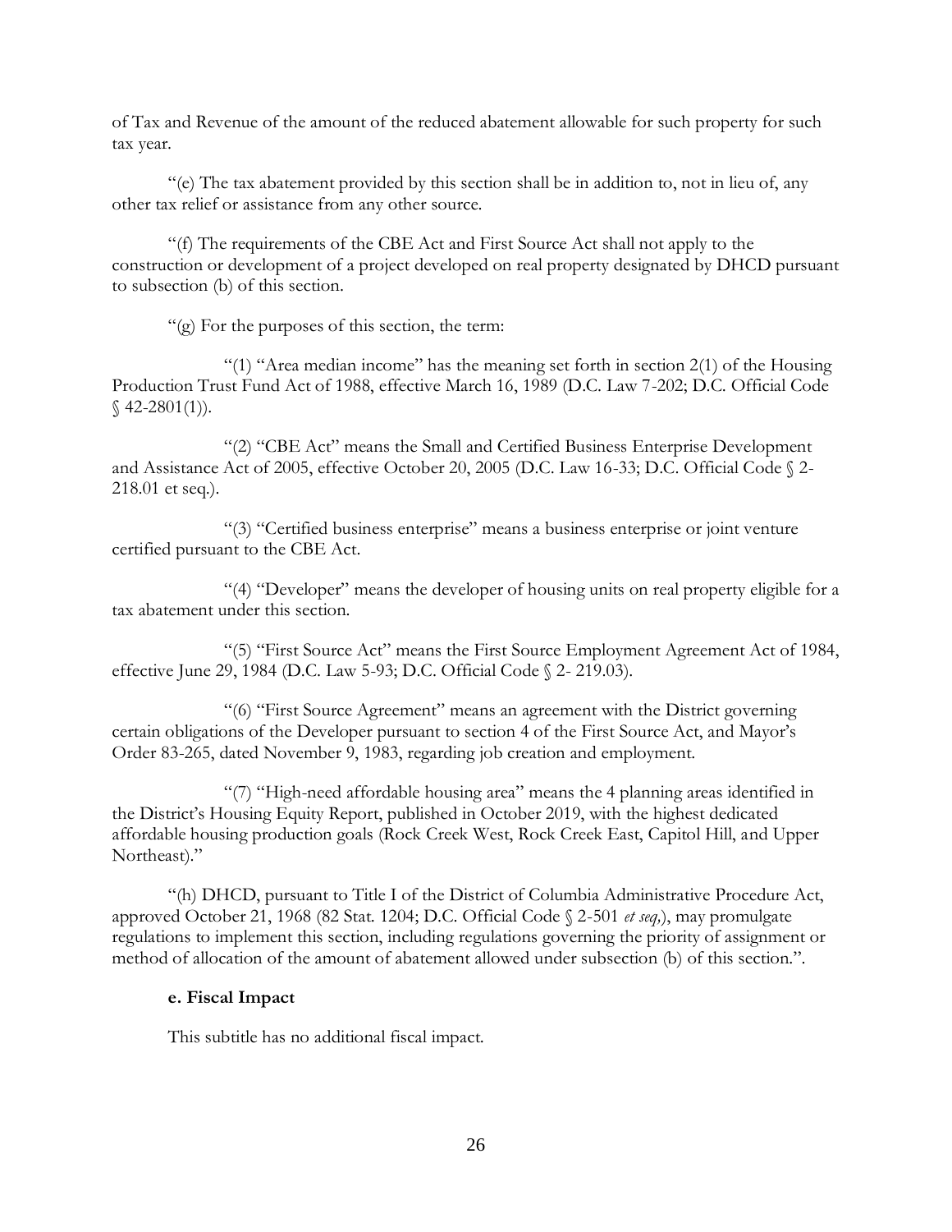of Tax and Revenue of the amount of the reduced abatement allowable for such property for such tax year.

"(e) The tax abatement provided by this section shall be in addition to, not in lieu of, any other tax relief or assistance from any other source.

"(f) The requirements of the CBE Act and First Source Act shall not apply to the construction or development of a project developed on real property designated by DHCD pursuant to subsection (b) of this section.

"(g) For the purposes of this section, the term:

"(1) "Area median income" has the meaning set forth in section 2(1) of the Housing Production Trust Fund Act of 1988, effective March 16, 1989 (D.C. Law 7-202; D.C. Official Code § 42-2801(1)).

"(2) "CBE Act" means the Small and Certified Business Enterprise Development and Assistance Act of 2005, effective October 20, 2005 (D.C. Law 16-33; D.C. Official Code § 2-218.01 et seq.).

"(3) "Certified business enterprise" means a business enterprise or joint venture certified pursuant to the CBE Act.

"(4) "Developer" means the developer of housing units on real property eligible for a tax abatement under this section.

"(5) "First Source Act" means the First Source Employment Agreement Act of 1984, effective June 29, 1984 (D.C. Law 5-93; D.C. Official Code § 2- 219.03).

"(6) "First Source Agreement" means an agreement with the District governing certain obligations of the Developer pursuant to section 4 of the First Source Act, and Mayor's Order 83-265, dated November 9, 1983, regarding job creation and employment.

"(7) "High-need affordable housing area" means the 4 planning areas identified in the District's Housing Equity Report, published in October 2019, with the highest dedicated affordable housing production goals (Rock Creek West, Rock Creek East, Capitol Hill, and Upper Northeast)."

"(h) DHCD, pursuant to Title I of the District of Columbia Administrative Procedure Act, approved October 21, 1968 (82 Stat. 1204; D.C. Official Code § 2-501 *et seq,*), may promulgate regulations to implement this section, including regulations governing the priority of assignment or method of allocation of the amount of abatement allowed under subsection (b) of this section.".

**e. Fiscal Impact**

This subtitle has no additional fiscal impact.